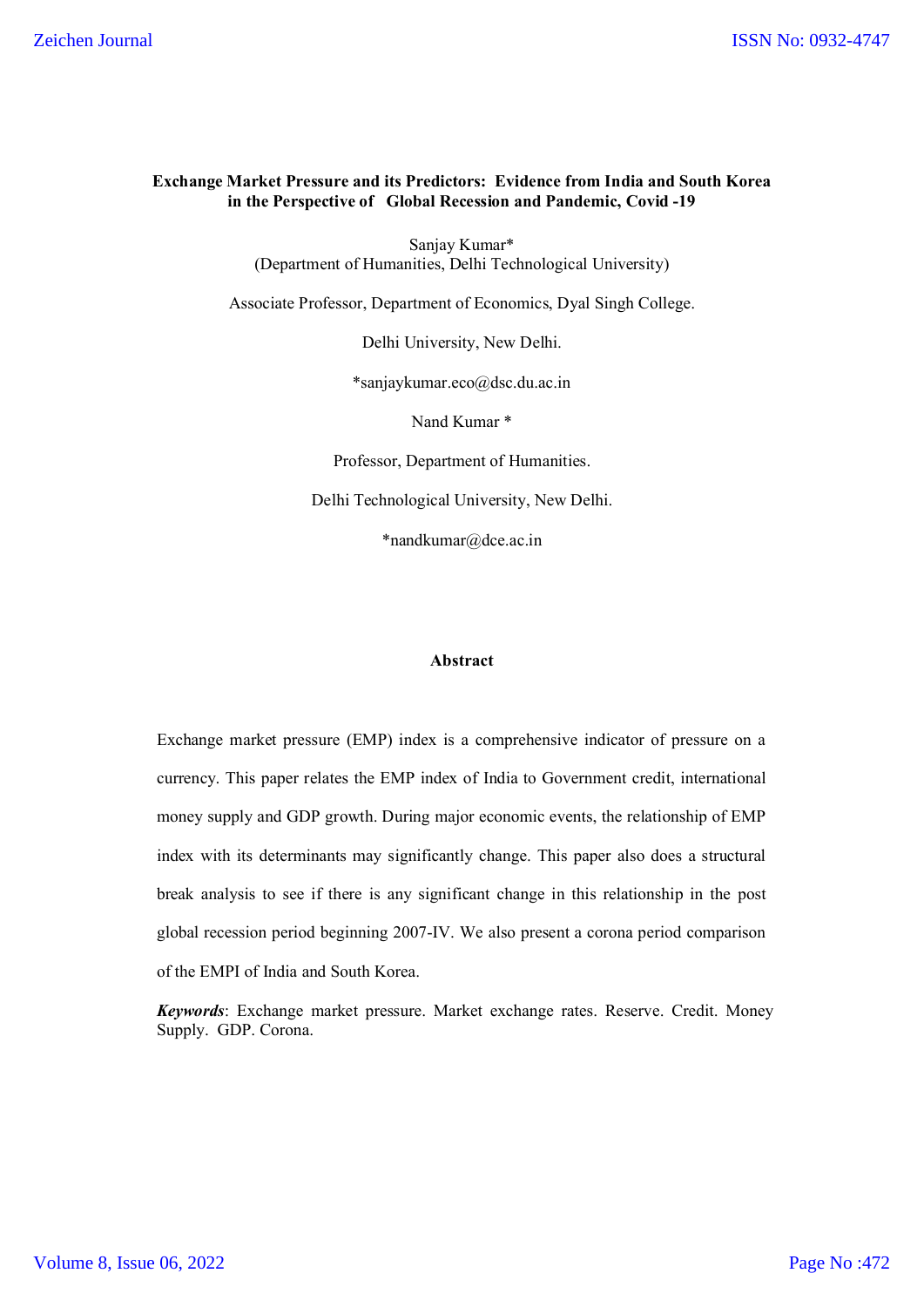# Exchange Market Pressure and its Predictors: Evidence from India and South Korea in the Perspective of Global Recession and Pandemic, Covid -19

Sanjay Kumar*
(Department of Humanities, Delhi Technological University)

Associate Professor, Department of Economics, Dyal Singh College.

Delhi University, New Delhi.

*sanjaykumar.eco@dsc.du.ac.in

Nand Kumar *

Professor, Department of Humanities.

Delhi Technological University, New Delhi.

*nandkumar@dce.ac.in

## Abstract

Exchange market pressure (EMP) index is a comprehensive indicator of pressure on a currency. This paper relates the EMP index of India to Government credit, international money supply and GDP growth. During major economic events, the relationship of EMP index with its determinants may significantly change. This paper also does a structural break analysis to see if there is any significant change in this relationship in the post global recession period beginning 2007-IV. We also present a corona period comparison of the EMPI of India and South Korea.

***Keywords***: Exchange market pressure. Market exchange rates. Reserve. Credit. Money Supply. GDP. Corona.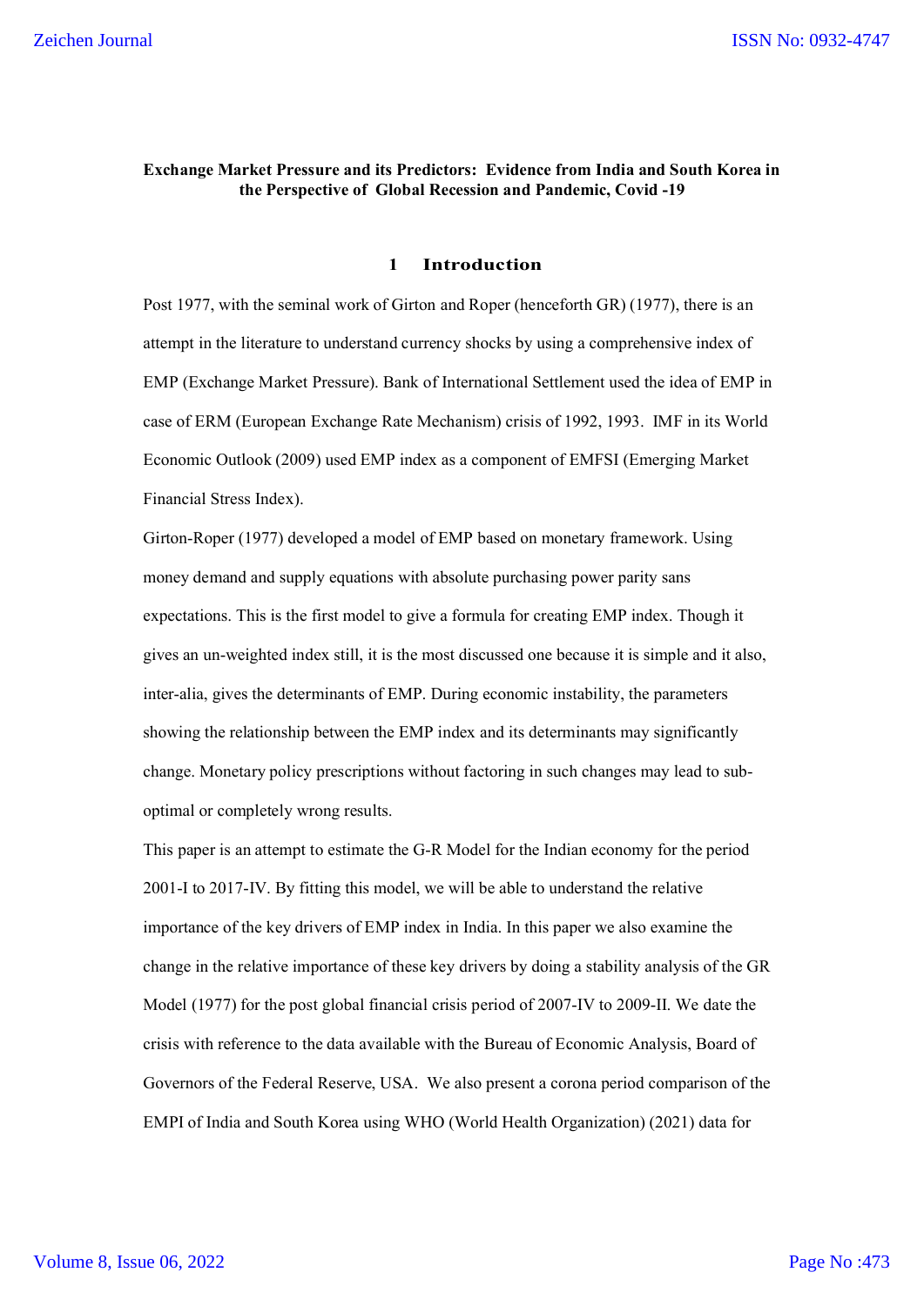**Exchange Market Pressure and its Predictors: Evidence from India and South Korea in the Perspective of Global Recession and Pandemic, Covid -19**

## 1 Introduction

Post 1977, with the seminal work of Girton and Roper (henceforth GR) (1977), there is an attempt in the literature to understand currency shocks by using a comprehensive index of EMP (Exchange Market Pressure). Bank of International Settlement used the idea of EMP in case of ERM (European Exchange Rate Mechanism) crisis of 1992, 1993. IMF in its World Economic Outlook (2009) used EMP index as a component of EMFSI (Emerging Market Financial Stress Index).

Girton-Roper (1977) developed a model of EMP based on monetary framework. Using money demand and supply equations with absolute purchasing power parity sans expectations. This is the first model to give a formula for creating EMP index. Though it gives an un-weighted index still, it is the most discussed one because it is simple and it also, inter-alia, gives the determinants of EMP. During economic instability, the parameters showing the relationship between the EMP index and its determinants may significantly change. Monetary policy prescriptions without factoring in such changes may lead to sub-optimal or completely wrong results.

This paper is an attempt to estimate the G-R Model for the Indian economy for the period 2001-I to 2017-IV. By fitting this model, we will be able to understand the relative importance of the key drivers of EMP index in India. In this paper we also examine the change in the relative importance of these key drivers by doing a stability analysis of the GR Model (1977) for the post global financial crisis period of 2007-IV to 2009-II. We date the crisis with reference to the data available with the Bureau of Economic Analysis, Board of Governors of the Federal Reserve, USA. We also present a corona period comparison of the EMPI of India and South Korea using WHO (World Health Organization) (2021) data for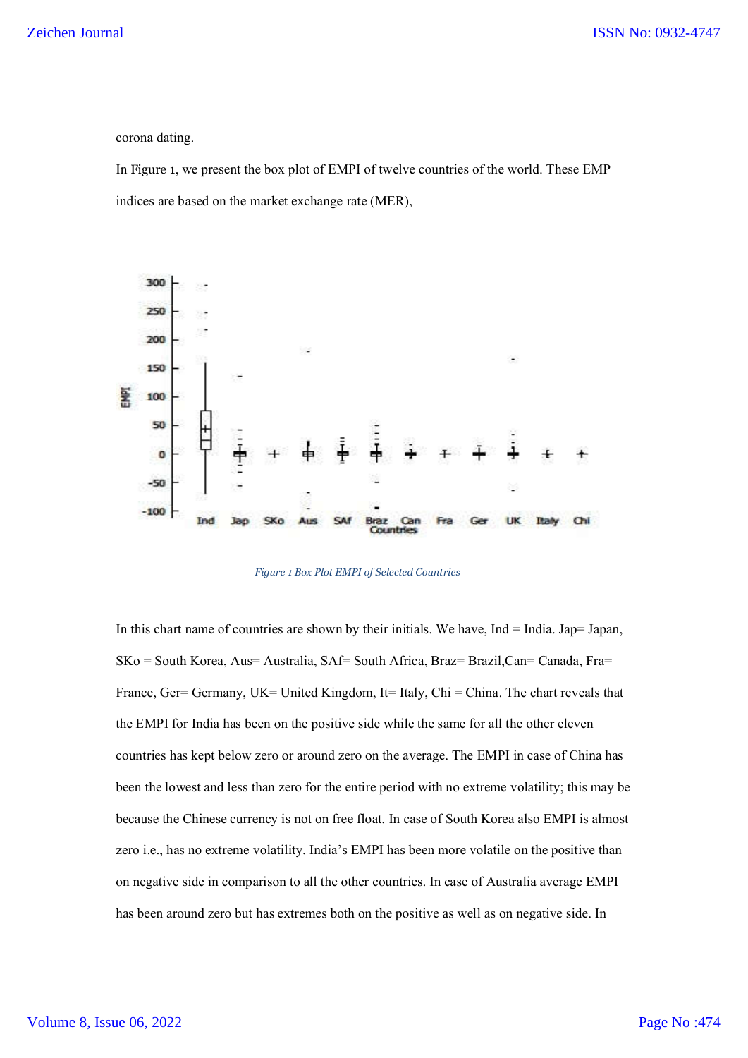corona dating.

In Figure 1, we present the box plot of EMPI of twelve countries of the world. These EMP indices are based on the market exchange rate (MER),

*Figure 1 Box Plot EMPI of Selected Countries*

In this chart name of countries are shown by their initials. We have, Ind = India. Jap= Japan, SKo = South Korea, Aus= Australia, SAf= South Africa, Braz= Brazil,Can= Canada, Fra= France, Ger= Germany, UK= United Kingdom, It= Italy, Chi = China. The chart reveals that the EMPI for India has been on the positive side while the same for all the other eleven countries has kept below zero or around zero on the average. The EMPI in case of China has been the lowest and less than zero for the entire period with no extreme volatility; this may be because the Chinese currency is not on free float. In case of South Korea also EMPI is almost zero i.e., has no extreme volatility. India's EMPI has been more volatile on the positive than on negative side in comparison to all the other countries. In case of Australia average EMPI has been around zero but has extremes both on the positive as well as on negative side. In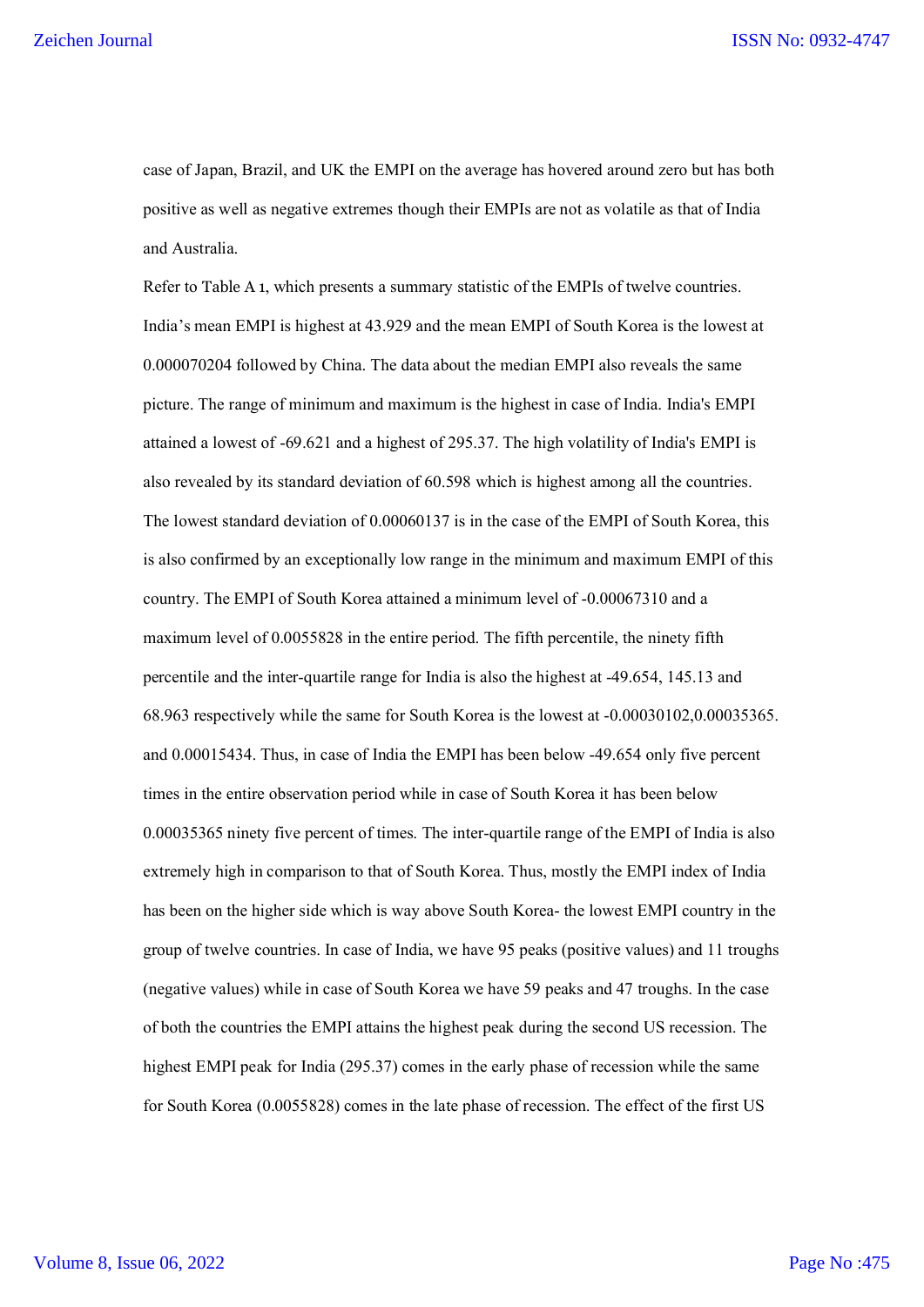case of Japan, Brazil, and UK the EMPI on the average has hovered around zero but has both positive as well as negative extremes though their EMPIs are not as volatile as that of India and Australia.

Refer to Table A 1, which presents a summary statistic of the EMPIs of twelve countries. India's mean EMPI is highest at 43.929 and the mean EMPI of South Korea is the lowest at 0.000070204 followed by China. The data about the median EMPI also reveals the same picture. The range of minimum and maximum is the highest in case of India. India's EMPI attained a lowest of -69.621 and a highest of 295.37. The high volatility of India's EMPI is also revealed by its standard deviation of 60.598 which is highest among all the countries. The lowest standard deviation of 0.00060137 is in the case of the EMPI of South Korea, this is also confirmed by an exceptionally low range in the minimum and maximum EMPI of this country. The EMPI of South Korea attained a minimum level of -0.00067310 and a maximum level of 0.0055828 in the entire period. The fifth percentile, the ninety fifth percentile and the inter-quartile range for India is also the highest at -49.654, 145.13 and 68.963 respectively while the same for South Korea is the lowest at -0.00030102,0.00035365. and 0.00015434. Thus, in case of India the EMPI has been below -49.654 only five percent times in the entire observation period while in case of South Korea it has been below 0.00035365 ninety five percent of times. The inter-quartile range of the EMPI of India is also extremely high in comparison to that of South Korea. Thus, mostly the EMPI index of India has been on the higher side which is way above South Korea- the lowest EMPI country in the group of twelve countries. In case of India, we have 95 peaks (positive values) and 11 troughs (negative values) while in case of South Korea we have 59 peaks and 47 troughs. In the case of both the countries the EMPI attains the highest peak during the second US recession. The highest EMPI peak for India (295.37) comes in the early phase of recession while the same for South Korea (0.0055828) comes in the late phase of recession. The effect of the first US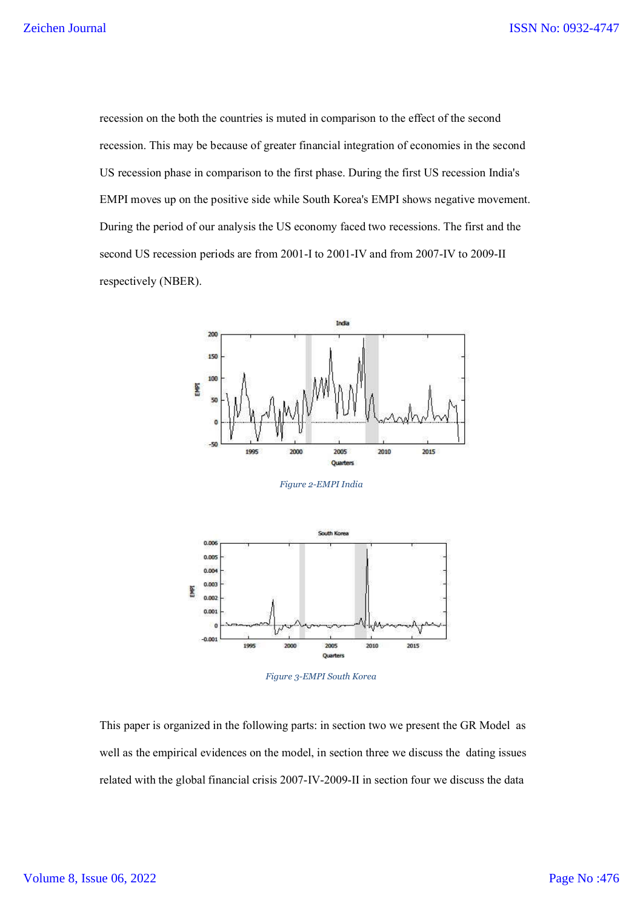recession on the both the countries is muted in comparison to the effect of the second recession. This may be because of greater financial integration of economies in the second US recession phase in comparison to the first phase. During the first US recession India's EMPI moves up on the positive side while South Korea's EMPI shows negative movement. During the period of our analysis the US economy faced two recessions. The first and the second US recession periods are from 2001-I to 2001-IV and from 2007-IV to 2009-II respectively (NBER).

*Figure 2-EMPI India*

*Figure 3-EMPI South Korea*

This paper is organized in the following parts: in section two we present the GR Model as well as the empirical evidences on the model, in section three we discuss the dating issues related with the global financial crisis 2007-IV-2009-II in section four we discuss the data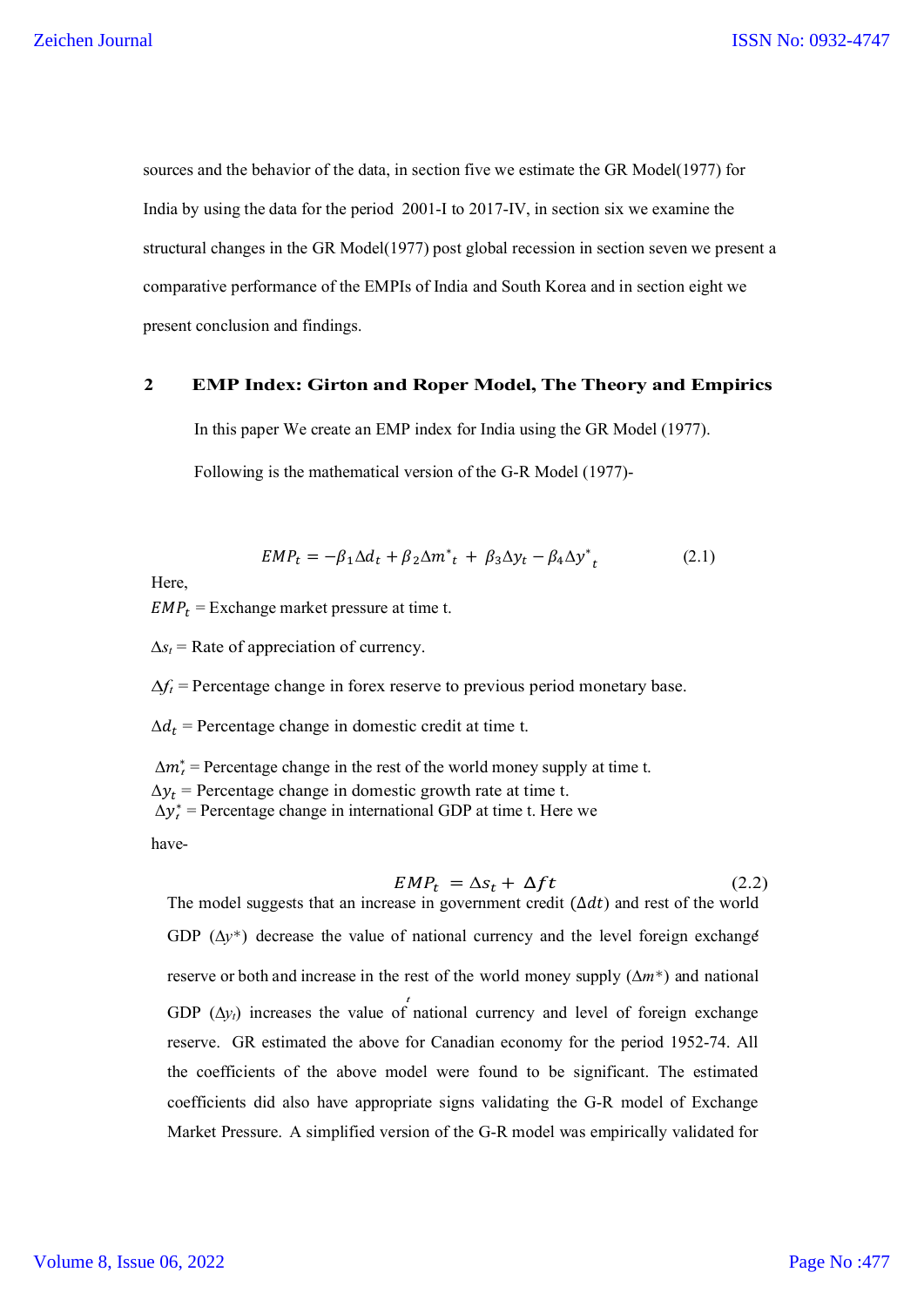sources and the behavior of the data, in section five we estimate the GR Model(1977) for India by using the data for the period 2001-I to 2017-IV, in section six we examine the structural changes in the GR Model(1977) post global recession in section seven we present a comparative performance of the EMPIs of India and South Korea and in section eight we present conclusion and findings.

## 2 EMP Index: Girton and Roper Model, The Theory and Empirics

In this paper We create an EMP index for India using the GR Model (1977).

Following is the mathematical version of the G-R Model (1977)-

$$EMP_t = -\beta_1 \Delta d_t + \beta_2 \Delta m^*_t + \beta_3 \Delta y_t - \beta_4 \Delta y^*_t \tag{2.1}$$

Here,

$EMP_t$ = Exchange market pressure at time t.

$\Delta s_t$ = Rate of appreciation of currency.

$\Delta f_t$ = Percentage change in forex reserve to previous period monetary base.

$\Delta d_t$ = Percentage change in domestic credit at time t.

$\Delta m^*_t$ = Percentage change in the rest of the world money supply at time t.

$\Delta y_t$ = Percentage change in domestic growth rate at time t.

$\Delta y^*_t$ = Percentage change in international GDP at time t. Here we have-

$$EMP_t = \Delta s_t + \Delta ft \tag{2.2}$$

The model suggests that an increase in government credit ($\Delta dt$) and rest of the world GDP ($\Delta y^*$) decrease the value of national currency and the level foreign exchange reserve or both and increase in the rest of the world money supply ($\Delta m^*$) and national GDP ($\Delta y_t$) increases the value of national currency and level of foreign exchange reserve. GR estimated the above for Canadian economy for the period 1952-74. All the coefficients of the above model were found to be significant. The estimated coefficients did also have appropriate signs validating the G-R model of Exchange Market Pressure. A simplified version of the G-R model was empirically validated for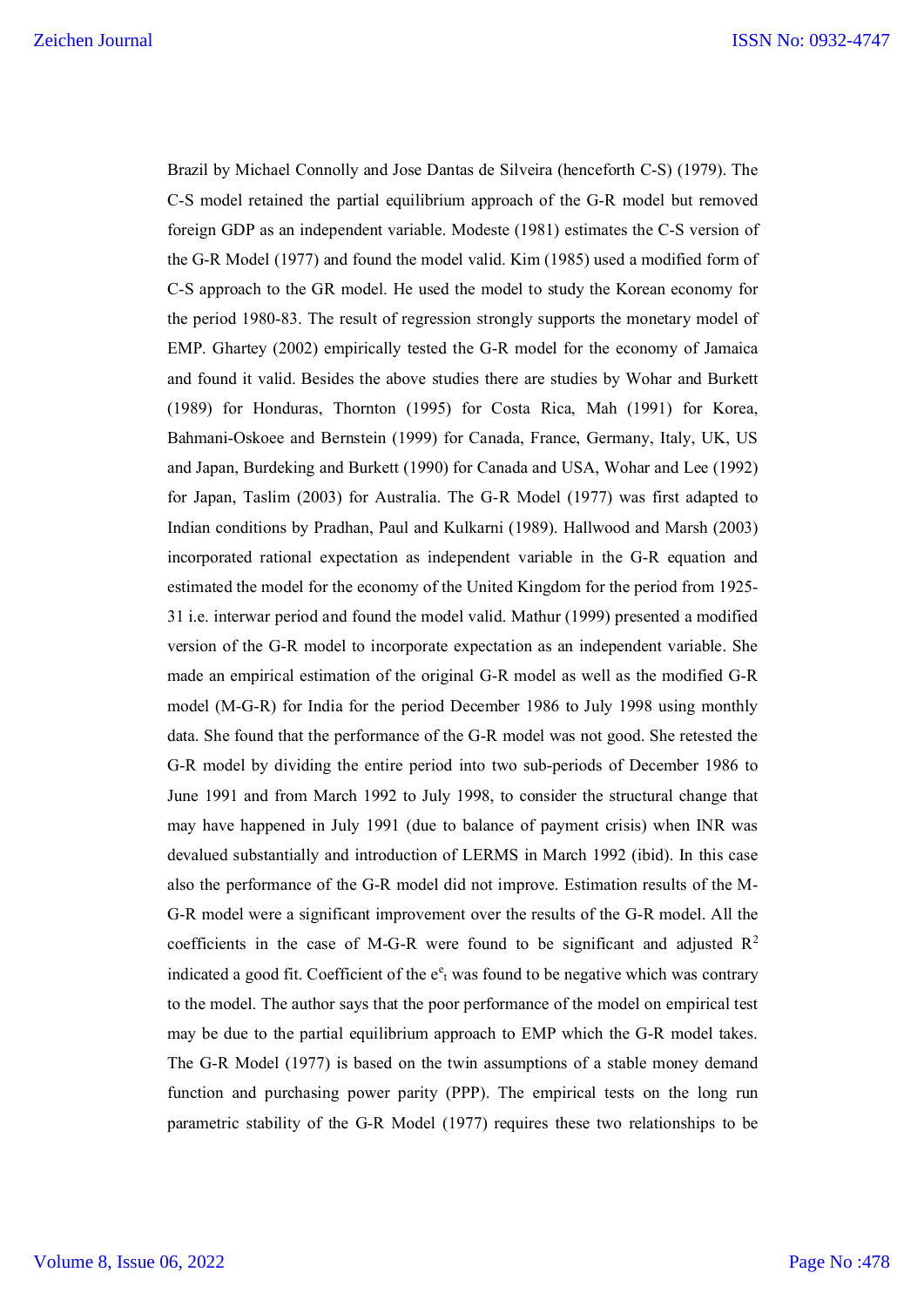Brazil by Michael Connolly and Jose Dantas de Silveira (henceforth C-S) (1979). The C-S model retained the partial equilibrium approach of the G-R model but removed foreign GDP as an independent variable. Modeste (1981) estimates the C-S version of the G-R Model (1977) and found the model valid. Kim (1985) used a modified form of C-S approach to the GR model. He used the model to study the Korean economy for the period 1980-83. The result of regression strongly supports the monetary model of EMP. Ghartey (2002) empirically tested the G-R model for the economy of Jamaica and found it valid. Besides the above studies there are studies by Wohar and Burkett (1989) for Honduras, Thornton (1995) for Costa Rica, Mah (1991) for Korea, Bahmani-Oskoee and Bernstein (1999) for Canada, France, Germany, Italy, UK, US and Japan, Burdeking and Burkett (1990) for Canada and USA, Wohar and Lee (1992) for Japan, Taslim (2003) for Australia. The G-R Model (1977) was first adapted to Indian conditions by Pradhan, Paul and Kulkarni (1989). Hallwood and Marsh (2003) incorporated rational expectation as independent variable in the G-R equation and estimated the model for the economy of the United Kingdom for the period from 1925-31 i.e. interwar period and found the model valid. Mathur (1999) presented a modified version of the G-R model to incorporate expectation as an independent variable. She made an empirical estimation of the original G-R model as well as the modified G-R model (M-G-R) for India for the period December 1986 to July 1998 using monthly data. She found that the performance of the G-R model was not good. She retested the G-R model by dividing the entire period into two sub-periods of December 1986 to June 1991 and from March 1992 to July 1998, to consider the structural change that may have happened in July 1991 (due to balance of payment crisis) when INR was devalued substantially and introduction of LERMS in March 1992 (ibid). In this case also the performance of the G-R model did not improve. Estimation results of the M-G-R model were a significant improvement over the results of the G-R model. All the coefficients in the case of M-G-R were found to be significant and adjusted $R^2$ indicated a good fit. Coefficient of the $e^e_t$ was found to be negative which was contrary to the model. The author says that the poor performance of the model on empirical test may be due to the partial equilibrium approach to EMP which the G-R model takes. The G-R Model (1977) is based on the twin assumptions of a stable money demand function and purchasing power parity (PPP). The empirical tests on the long run parametric stability of the G-R Model (1977) requires these two relationships to be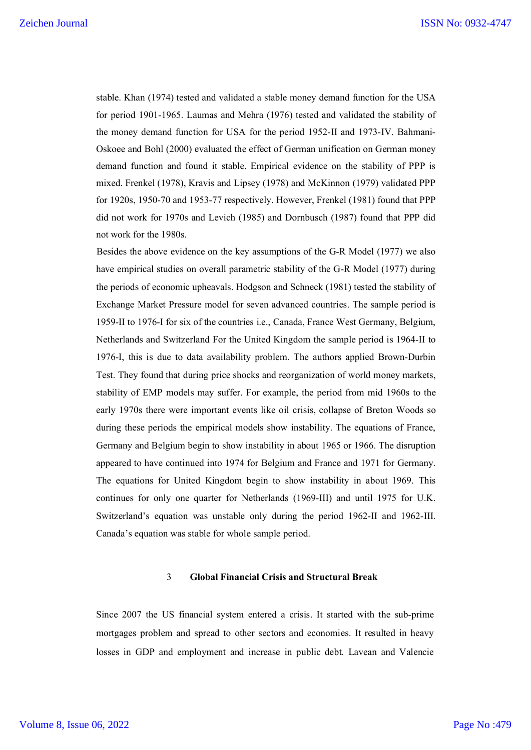stable. Khan (1974) tested and validated a stable money demand function for the USA for period 1901-1965. Laumas and Mehra (1976) tested and validated the stability of the money demand function for USA for the period 1952-II and 1973-IV. Bahmani-Oskoee and Bohl (2000) evaluated the effect of German unification on German money demand function and found it stable. Empirical evidence on the stability of PPP is mixed. Frenkel (1978), Kravis and Lipsey (1978) and McKinnon (1979) validated PPP for 1920s, 1950-70 and 1953-77 respectively. However, Frenkel (1981) found that PPP did not work for 1970s and Levich (1985) and Dornbusch (1987) found that PPP did not work for the 1980s.

Besides the above evidence on the key assumptions of the G-R Model (1977) we also have empirical studies on overall parametric stability of the G-R Model (1977) during the periods of economic upheavals. Hodgson and Schneck (1981) tested the stability of Exchange Market Pressure model for seven advanced countries. The sample period is 1959-II to 1976-I for six of the countries i.e., Canada, France West Germany, Belgium, Netherlands and Switzerland For the United Kingdom the sample period is 1964-II to 1976-I, this is due to data availability problem. The authors applied Brown-Durbin Test. They found that during price shocks and reorganization of world money markets, stability of EMP models may suffer. For example, the period from mid 1960s to the early 1970s there were important events like oil crisis, collapse of Breton Woods so during these periods the empirical models show instability. The equations of France, Germany and Belgium begin to show instability in about 1965 or 1966. The disruption appeared to have continued into 1974 for Belgium and France and 1971 for Germany. The equations for United Kingdom begin to show instability in about 1969. This continues for only one quarter for Netherlands (1969-III) and until 1975 for U.K. Switzerland's equation was unstable only during the period 1962-II and 1962-III. Canada's equation was stable for whole sample period.

## 3 Global Financial Crisis and Structural Break

Since 2007 the US financial system entered a crisis. It started with the sub-prime mortgages problem and spread to other sectors and economies. It resulted in heavy losses in GDP and employment and increase in public debt. Lavean and Valencie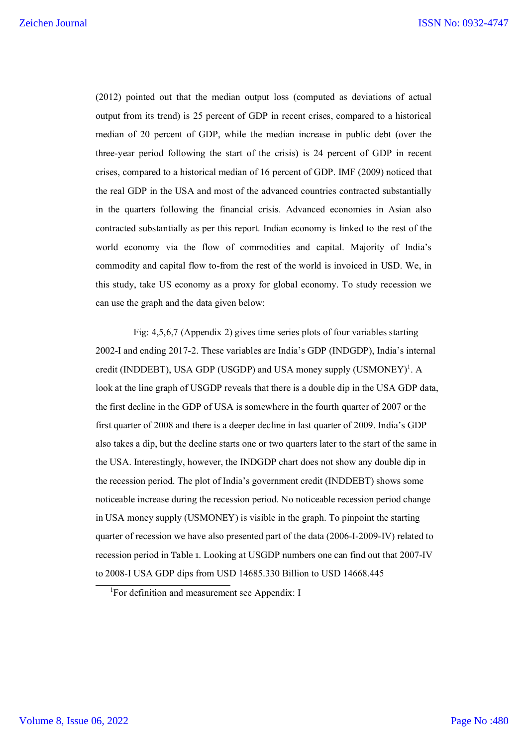(2012) pointed out that the median output loss (computed as deviations of actual output from its trend) is 25 percent of GDP in recent crises, compared to a historical median of 20 percent of GDP, while the median increase in public debt (over the three-year period following the start of the crisis) is 24 percent of GDP in recent crises, compared to a historical median of 16 percent of GDP. IMF (2009) noticed that the real GDP in the USA and most of the advanced countries contracted substantially in the quarters following the financial crisis. Advanced economies in Asian also contracted substantially as per this report. Indian economy is linked to the rest of the world economy via the flow of commodities and capital. Majority of India's commodity and capital flow to-from the rest of the world is invoiced in USD. We, in this study, take US economy as a proxy for global economy. To study recession we can use the graph and the data given below:

Fig: 4,5,6,7 (Appendix 2) gives time series plots of four variables starting 2002-I and ending 2017-2. These variables are India's GDP (INDGDP), India's internal credit (INDDEBT), USA GDP (USGDP) and USA money supply (USMONEY)[1]. A look at the line graph of USGDP reveals that there is a double dip in the USA GDP data, the first decline in the GDP of USA is somewhere in the fourth quarter of 2007 or the first quarter of 2008 and there is a deeper decline in last quarter of 2009. India's GDP also takes a dip, but the decline starts one or two quarters later to the start of the same in the USA. Interestingly, however, the INDGDP chart does not show any double dip in the recession period. The plot of India's government credit (INDDEBT) shows some noticeable increase during the recession period. No noticeable recession period change in USA money supply (USMONEY) is visible in the graph. To pinpoint the starting quarter of recession we have also presented part of the data (2006-I-2009-IV) related to recession period in Table 1. Looking at USGDP numbers one can find out that 2007-IV to 2008-I USA GDP dips from USD 14685.330 Billion to USD 14668.445

[1]For definition and measurement see Appendix: I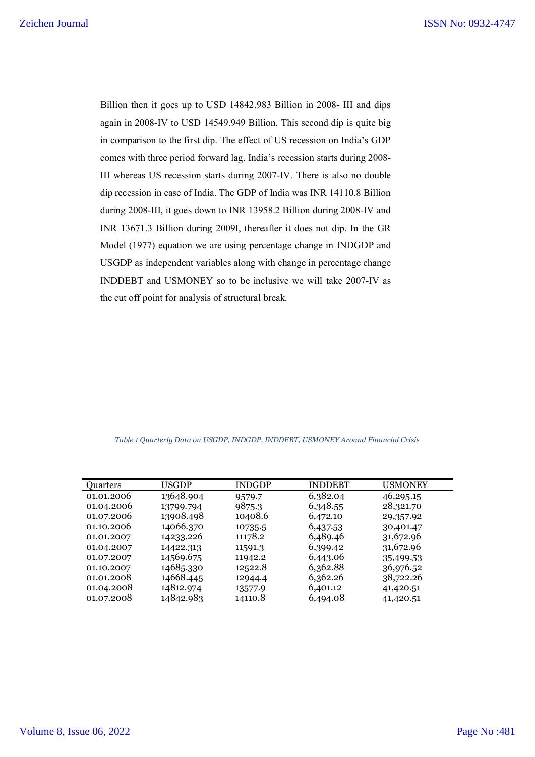Billion then it goes up to USD 14842.983 Billion in 2008- III and dips again in 2008-IV to USD 14549.949 Billion. This second dip is quite big in comparison to the first dip. The effect of US recession on India's GDP comes with three period forward lag. India's recession starts during 2008-III whereas US recession starts during 2007-IV. There is also no double dip recession in case of India. The GDP of India was INR 14110.8 Billion during 2008-III, it goes down to INR 13958.2 Billion during 2008-IV and INR 13671.3 Billion during 2009I, thereafter it does not dip. In the GR Model (1977) equation we are using percentage change in INDGDP and USGDP as independent variables along with change in percentage change INDDEBT and USMONEY so to be inclusive we will take 2007-IV as the cut off point for analysis of structural break.

*Table 1 Quarterly Data on USGDP, INDGDP, INDDEBT, USMONEY Around Financial Crisis*

| Quarters | USGDP | INDGDP | INDDEBT | USMONEY |
|---|---|---|---|---|
| 01.01.2006 | 13648.904 | 9579.7 | 6,382.04 | 46,295.15 |
| 01.04.2006 | 13799.794 | 9875.3 | 6,348.55 | 28,321.70 |
| 01.07.2006 | 13908.498 | 10408.6 | 6,472.10 | 29,357.92 |
| 01.10.2006 | 14066.370 | 10735.5 | 6,437.53 | 30,401.47 |
| 01.01.2007 | 14233.226 | 11178.2 | 6,489.46 | 31,672.96 |
| 01.04.2007 | 14422.313 | 11591.3 | 6,399.42 | 31,672.96 |
| 01.07.2007 | 14569.675 | 11942.2 | 6,443.06 | 35,499.53 |
| 01.10.2007 | 14685.330 | 12522.8 | 6,362.88 | 36,976.52 |
| 01.01.2008 | 14668.445 | 12944.4 | 6,362.26 | 38,722.26 |
| 01.04.2008 | 14812.974 | 13577.9 | 6,401.12 | 41,420.51 |
| 01.07.2008 | 14842.983 | 14110.8 | 6,494.08 | 41,420.51 |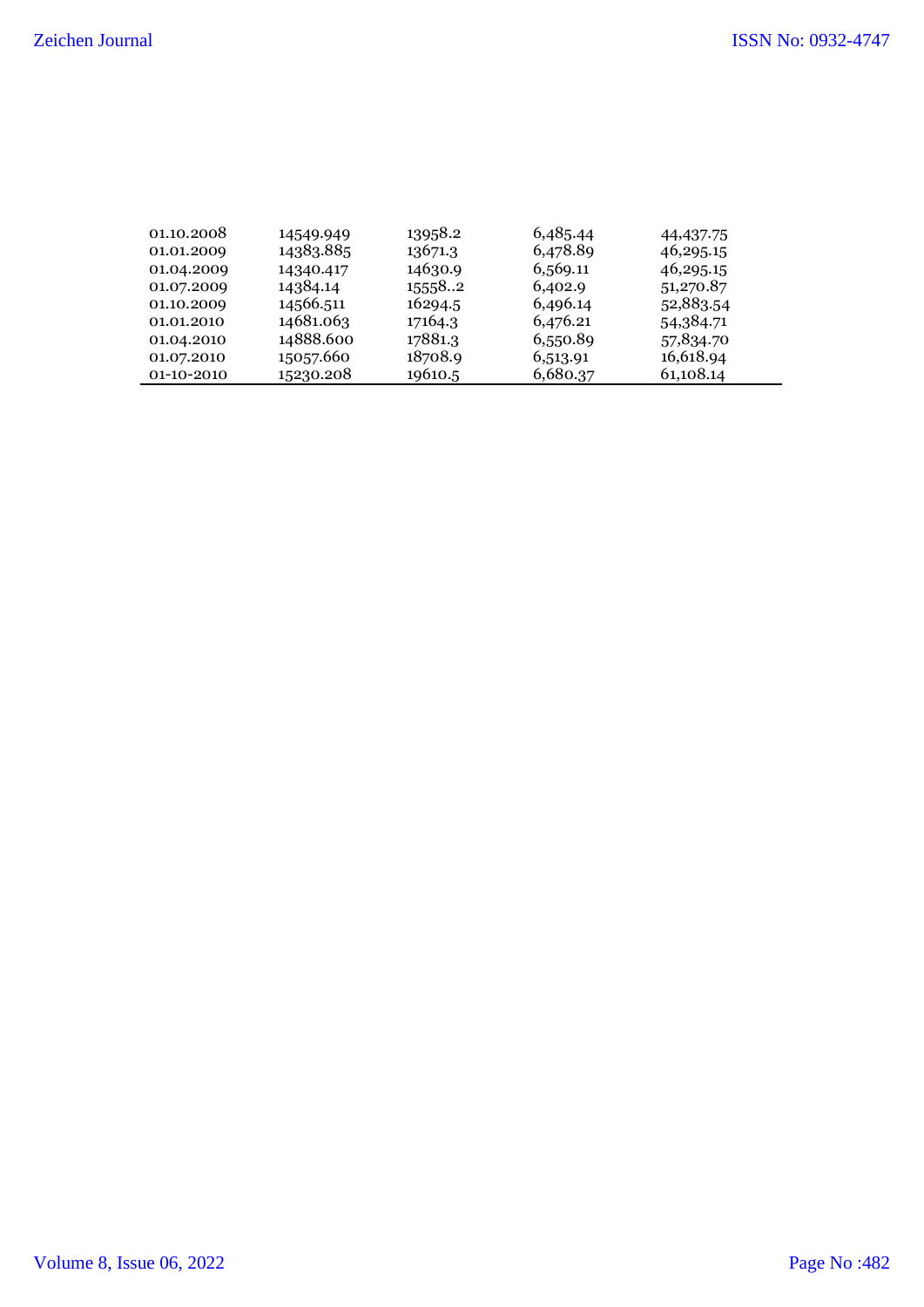| | | | | |
|---|---|---|---|---|
| 01.10.2008 | 14549.949 | 13958.2 | 6,485.44 | 44,437.75 |
| 01.01.2009 | 14383.885 | 13671.3 | 6,478.89 | 46,295.15 |
| 01.04.2009 | 14340.417 | 14630.9 | 6,569.11 | 46,295.15 |
| 01.07.2009 | 14384.14 | 15558..2 | 6,402.9 | 51,270.87 |
| 01.10.2009 | 14566.511 | 16294.5 | 6,496.14 | 52,883.54 |
| 01.01.2010 | 14681.063 | 17164.3 | 6,476.21 | 54,384.71 |
| 01.04.2010 | 14888.600 | 17881.3 | 6,550.89 | 57,834.70 |
| 01.07.2010 | 15057.660 | 18708.9 | 6,513.91 | 16,618.94 |
| 01-10-2010 | 15230.208 | 19610.5 | 6,680.37 | 61,108.14 |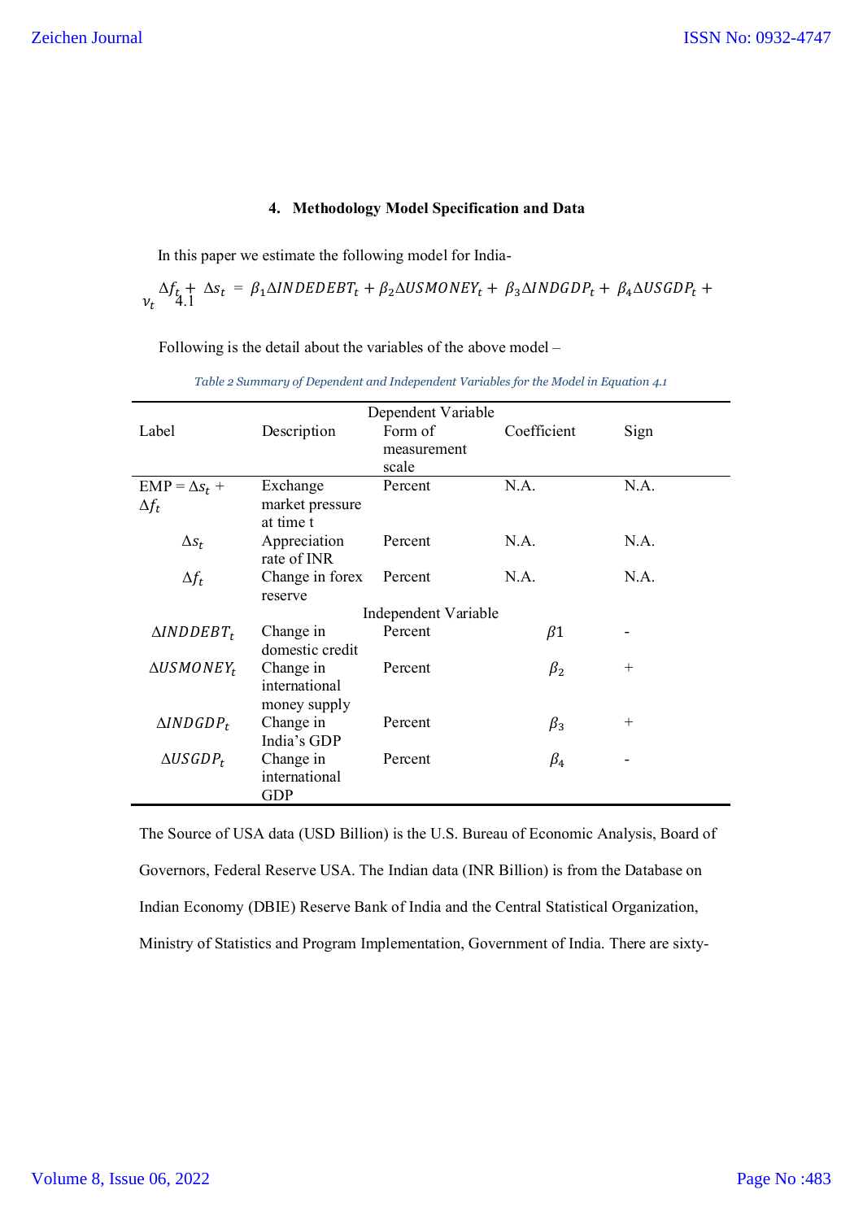## 4. Methodology Model Specification and Data

In this paper we estimate the following model for India-

$$\Delta f_t + \Delta s_t = \beta_1 \Delta INDEDEBT_t + \beta_2 \Delta USMONEY_t + \beta_3 \Delta INDGDP_t + \beta_4 \Delta USGDP_t + v_t \quad 4.1$$

Following is the detail about the variables of the above model –

*Table 2 Summary of Dependent and Independent Variables for the Model in Equation 4.1*

| Label | Description | Form of measurement scale | Coefficient | Sign |
|---|---|---|---|---|
| | | **Dependent Variable** | | |
| EMP = $\Delta s_t + \Delta f_t$ | Exchange market pressure at time t | Percent | N.A. | N.A. |
| $\Delta s_t$ | Appreciation rate of INR | Percent | N.A. | N.A. |
| $\Delta f_t$ | Change in forex reserve | Percent | N.A. | N.A. |
| | | **Independent Variable** | | |
| $\Delta INDDEBT_t$ | Change in domestic credit | Percent | $\beta 1$ | - |
| $\Delta USMONEY_t$ | Change in international money supply | Percent | $\beta_2$ | + |
| $\Delta INDGDP_t$ | Change in India's GDP | Percent | $\beta_3$ | + |
| $\Delta USGDP_t$ | Change in international GDP | Percent | $\beta_4$ | - |

The Source of USA data (USD Billion) is the U.S. Bureau of Economic Analysis, Board of Governors, Federal Reserve USA. The Indian data (INR Billion) is from the Database on Indian Economy (DBIE) Reserve Bank of India and the Central Statistical Organization, Ministry of Statistics and Program Implementation, Government of India. There are sixty-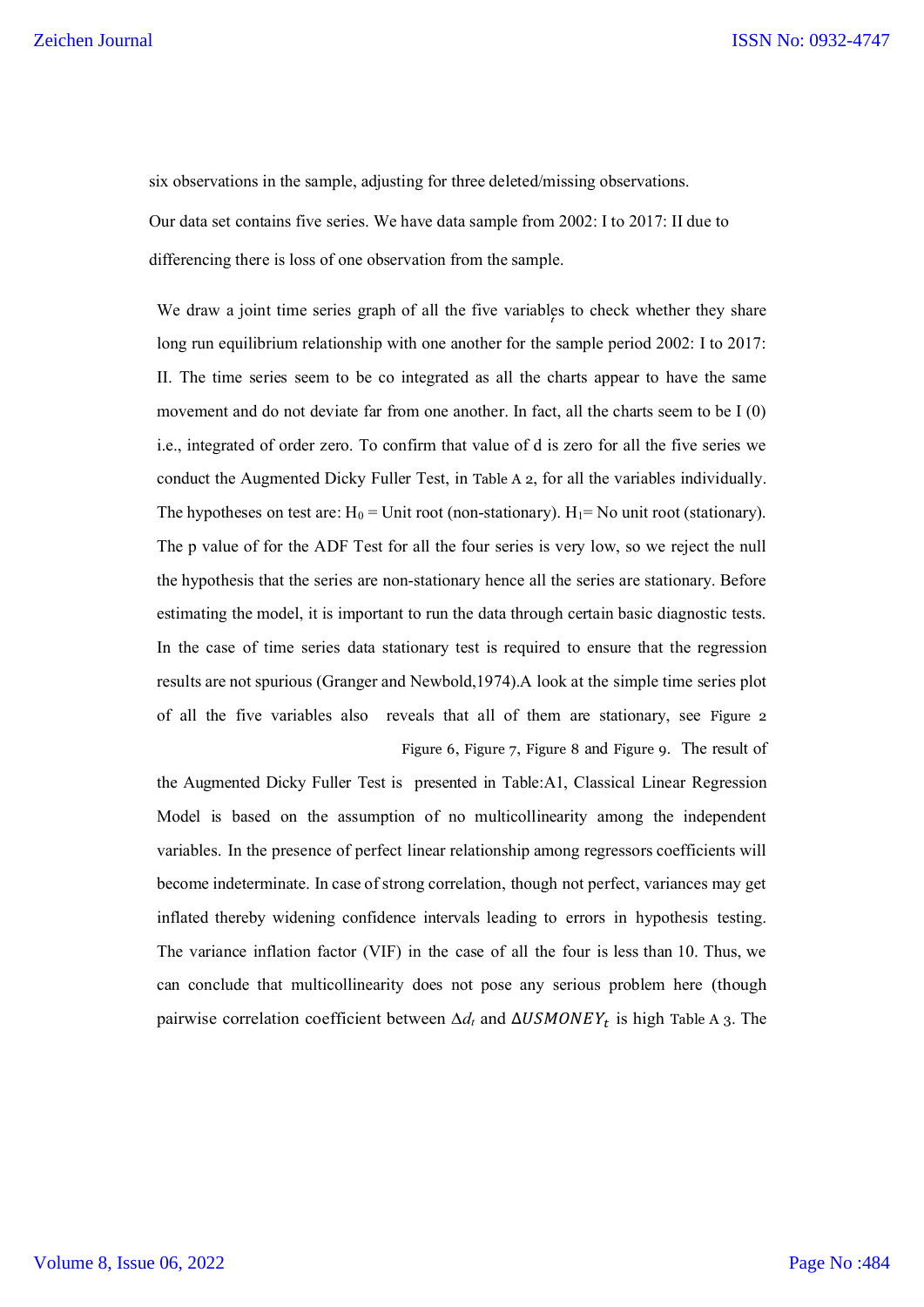six observations in the sample, adjusting for three deleted/missing observations.

Our data set contains five series. We have data sample from 2002: I to 2017: II due to differencing there is loss of one observation from the sample.

We draw a joint time series graph of all the five variables to check whether they share long run equilibrium relationship with one another for the sample period 2002: I to 2017: II. The time series seem to be co integrated as all the charts appear to have the same movement and do not deviate far from one another. In fact, all the charts seem to be I (0) i.e., integrated of order zero. To confirm that value of d is zero for all the five series we conduct the Augmented Dicky Fuller Test, in Table A 2, for all the variables individually. The hypotheses on test are: $H_0$ = Unit root (non-stationary). $H_1$= No unit root (stationary). The p value of for the ADF Test for all the four series is very low, so we reject the null the hypothesis that the series are non-stationary hence all the series are stationary. Before estimating the model, it is important to run the data through certain basic diagnostic tests. In the case of time series data stationary test is required to ensure that the regression results are not spurious (Granger and Newbold,1974).A look at the simple time series plot of all the five variables also reveals that all of them are stationary, see Figure 2 Figure 6, Figure 7, Figure 8 and Figure 9. The result of the Augmented Dicky Fuller Test is presented in Table:A1, Classical Linear Regression Model is based on the assumption of no multicollinearity among the independent variables. In the presence of perfect linear relationship among regressors coefficients will become indeterminate. In case of strong correlation, though not perfect, variances may get inflated thereby widening confidence intervals leading to errors in hypothesis testing. The variance inflation factor (VIF) in the case of all the four is less than 10. Thus, we can conclude that multicollinearity does not pose any serious problem here (though pairwise correlation coefficient between $\Delta d_t$ and $\Delta USMONEY_t$ is high Table A 3. The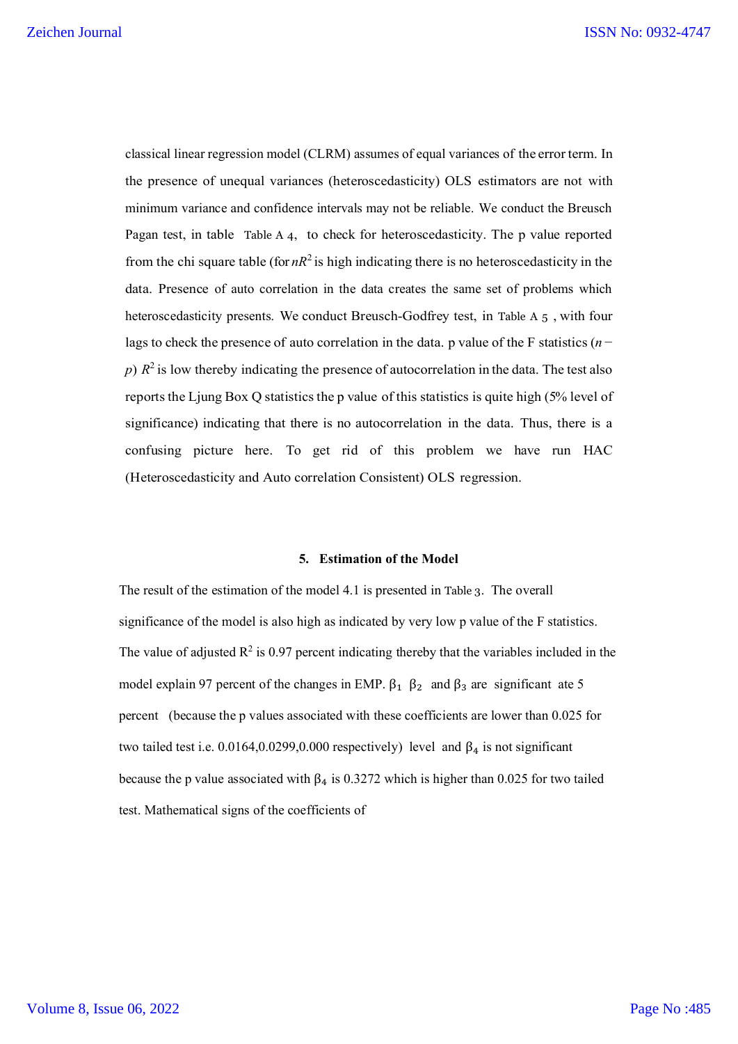classical linear regression model (CLRM) assumes of equal variances of the error term. In the presence of unequal variances (heteroscedasticity) OLS estimators are not with minimum variance and confidence intervals may not be reliable. We conduct the Breusch Pagan test, in table Table A 4, to check for heteroscedasticity. The p value reported from the chi square table (for $nR^2$ is high indicating there is no heteroscedasticity in the data. Presence of auto correlation in the data creates the same set of problems which heteroscedasticity presents. We conduct Breusch-Godfrey test, in Table A 5 , with four lags to check the presence of auto correlation in the data. p value of the F statistics $(n-p)\ R^2$ is low thereby indicating the presence of autocorrelation in the data. The test also reports the Ljung Box Q statistics the p value of this statistics is quite high (5% level of significance) indicating that there is no autocorrelation in the data. Thus, there is a confusing picture here. To get rid of this problem we have run HAC (Heteroscedasticity and Auto correlation Consistent) OLS regression.

## 5. Estimation of the Model

The result of the estimation of the model 4.1 is presented in Table 3. The overall significance of the model is also high as indicated by very low p value of the F statistics. The value of adjusted $R^2$ is 0.97 percent indicating thereby that the variables included in the model explain 97 percent of the changes in EMP. $\beta_1$ $\beta_2$ and $\beta_3$ are significant ate 5 percent (because the p values associated with these coefficients are lower than 0.025 for two tailed test i.e. 0.0164,0.0299,0.000 respectively) level and $\beta_4$ is not significant because the p value associated with $\beta_4$ is 0.3272 which is higher than 0.025 for two tailed test. Mathematical signs of the coefficients of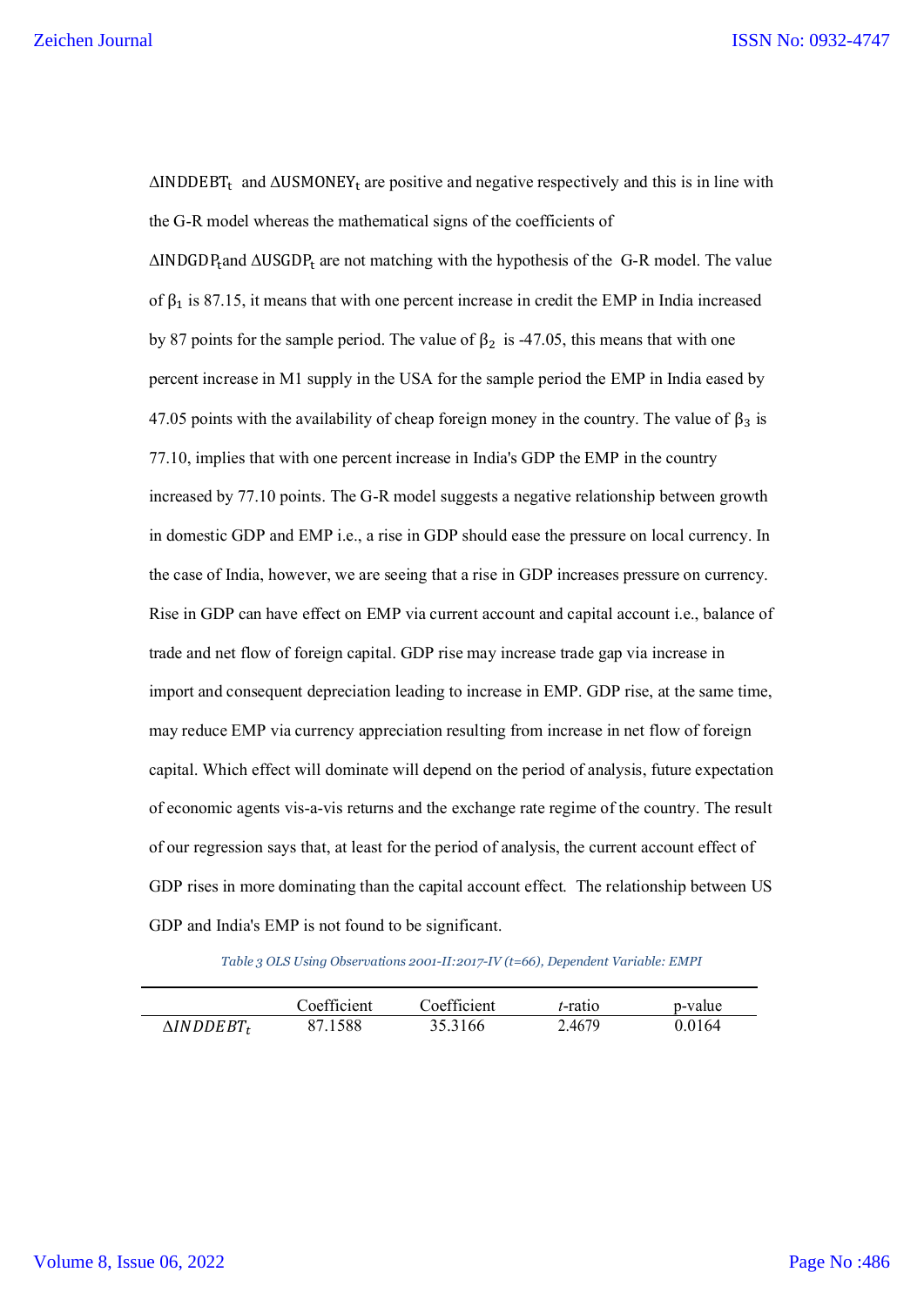$\Delta INDDEBT_t$ and $\Delta USMONEY_t$ are positive and negative respectively and this is in line with the G-R model whereas the mathematical signs of the coefficients of $\Delta INDGDP_t$ and $\Delta USGDP_t$ are not matching with the hypothesis of the G-R model. The value of $\beta_1$ is 87.15, it means that with one percent increase in credit the EMP in India increased by 87 points for the sample period. The value of $\beta_2$ is -47.05, this means that with one percent increase in M1 supply in the USA for the sample period the EMP in India eased by 47.05 points with the availability of cheap foreign money in the country. The value of $\beta_3$ is 77.10, implies that with one percent increase in India's GDP the EMP in the country increased by 77.10 points. The G-R model suggests a negative relationship between growth in domestic GDP and EMP i.e., a rise in GDP should ease the pressure on local currency. In the case of India, however, we are seeing that a rise in GDP increases pressure on currency. Rise in GDP can have effect on EMP via current account and capital account i.e., balance of trade and net flow of foreign capital. GDP rise may increase trade gap via increase in import and consequent depreciation leading to increase in EMP. GDP rise, at the same time, may reduce EMP via currency appreciation resulting from increase in net flow of foreign capital. Which effect will dominate will depend on the period of analysis, future expectation of economic agents vis-a-vis returns and the exchange rate regime of the country. The result of our regression says that, at least for the period of analysis, the current account effect of GDP rises in more dominating than the capital account effect. The relationship between US GDP and India's EMP is not found to be significant.

*Table 3 OLS Using Observations 2001-II:2017-IV (t=66), Dependent Variable: EMPI*

| | Coefficient | Coefficient | *t*-ratio | p-value |
|---|---|---|---|---|
| $\Delta INDDEBT_t$ | 87.1588 | 35.3166 | 2.4679 | 0.0164 |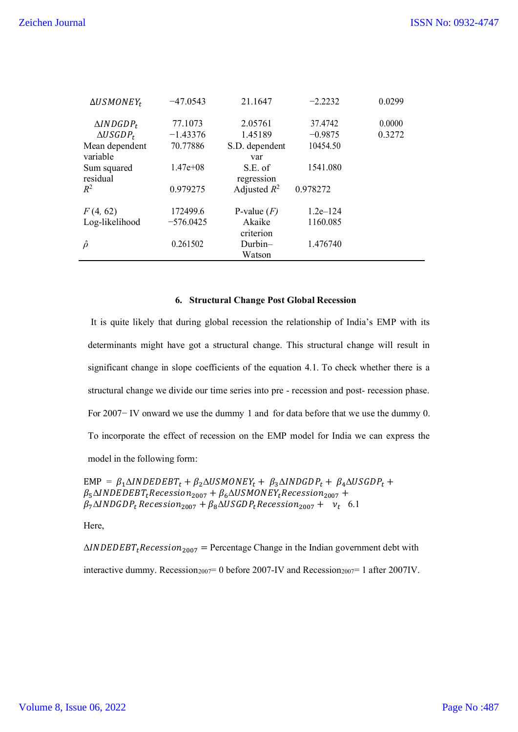| | | | | |
|---|---|---|---|---|
| $\Delta USMONEY_t$ | −47.0543 | 21.1647 | −2.2232 | 0.0299 |
| $\Delta INDGDP_t$ | 77.1073 | 2.05761 | 37.4742 | 0.0000 |
| $\Delta USGDP_t$ | −1.43376 | 1.45189 | −0.9875 | 0.3272 |
| Mean dependent variable | 70.77886 | S.D. dependent var | 10454.50 | |
| Sum squared residual | 1.47e+08 | S.E. of regression | 1541.080 | |
| $R^2$ | 0.979275 | Adjusted $R^2$ | 0.978272 | |
| $F$ (4, 62) | 172499.6 | P-value ($F$) | 1.2e–124 | |
| Log-likelihood | −576.0425 | Akaike criterion | 1160.085 | |
| $\hat{\rho}$ | 0.261502 | Durbin–Watson | 1.476740 | |

## 6. Structural Change Post Global Recession

It is quite likely that during global recession the relationship of India's EMP with its determinants might have got a structural change. This structural change will result in significant change in slope coefficients of the equation 4.1. To check whether there is a structural change we divide our time series into pre - recession and post- recession phase. For 2007− IV onward we use the dummy 1 and for data before that we use the dummy 0. To incorporate the effect of recession on the EMP model for India we can express the model in the following form:

$$\text{EMP} = \beta_1 \Delta INDEDEBT_t + \beta_2 \Delta USMONEY_t + \beta_3 \Delta INDGDP_t + \beta_4 \Delta USGDP_t + \beta_5 \Delta INDEDEBT_t Recession_{2007} + \beta_6 \Delta USMONEY_t Recession_{2007} + \beta_7 \Delta INDGDP_t Recession_{2007} + \beta_8 \Delta USGDP_t Recession_{2007} + \nu_t \quad 6.1$$

Here,

$\Delta INDEDEBT_t Recession_{2007}$ = Percentage Change in the Indian government debt with interactive dummy. $Recession_{2007}$= 0 before 2007-IV and $Recession_{2007}$= 1 after 2007IV.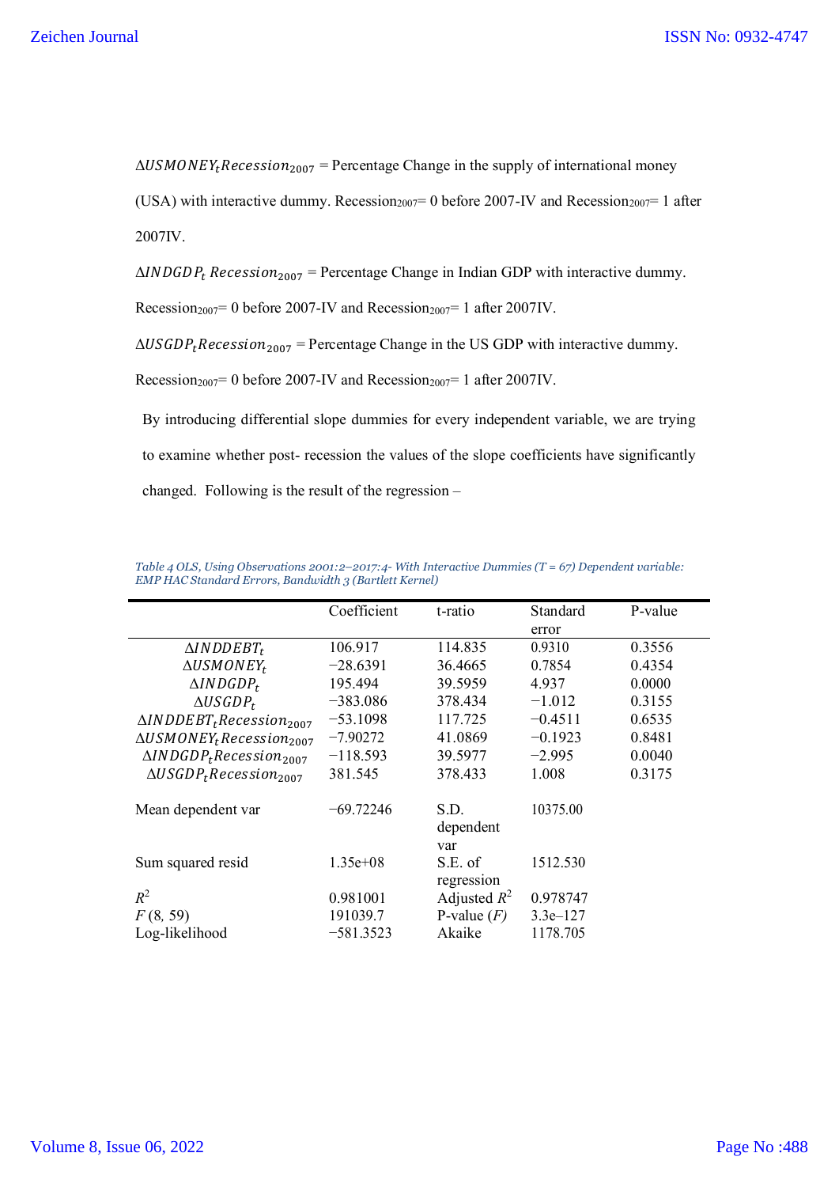$\Delta USMONEY_t Recession_{2007}$ = Percentage Change in the supply of international money (USA) with interactive dummy. $Recession_{2007}$= 0 before 2007-IV and $Recession_{2007}$= 1 after 2007IV.

$\Delta INDGDP_t\ Recession_{2007}$ = Percentage Change in Indian GDP with interactive dummy. $Recession_{2007}$= 0 before 2007-IV and $Recession_{2007}$= 1 after 2007IV.

$\Delta USGDP_t Recession_{2007}$ = Percentage Change in the US GDP with interactive dummy. $Recession_{2007}$= 0 before 2007-IV and $Recession_{2007}$= 1 after 2007IV.

By introducing differential slope dummies for every independent variable, we are trying to examine whether post- recession the values of the slope coefficients have significantly changed. Following is the result of the regression –

*Table 4 OLS, Using Observations 2001:2–2017:4- With Interactive Dummies (T = 67) Dependent variable: EMP HAC Standard Errors, Bandwidth 3 (Bartlett Kernel)*

| | Coefficient | t-ratio | Standard error | P-value |
|---|---|---|---|---|
| $\Delta INDDEBT_t$ | 106.917 | 114.835 | 0.9310 | 0.3556 |
| $\Delta USMONEY_t$ | −28.6391 | 36.4665 | 0.7854 | 0.4354 |
| $\Delta INDGDP_t$ | 195.494 | 39.5959 | 4.937 | 0.0000 |
| $\Delta USGDP_t$ | −383.086 | 378.434 | −1.012 | 0.3155 |
| $\Delta INDDEBT_t Recession_{2007}$ | −53.1098 | 117.725 | −0.4511 | 0.6535 |
| $\Delta USMONEY_t Recession_{2007}$ | −7.90272 | 41.0869 | −0.1923 | 0.8481 |
| $\Delta INDGDP_t Recession_{2007}$ | −118.593 | 39.5977 | −2.995 | 0.0040 |
| $\Delta USGDP_t Recession_{2007}$ | 381.545 | 378.433 | 1.008 | 0.3175 |
| Mean dependent var | −69.72246 | S.D. dependent var | 10375.00 | |
| Sum squared resid | 1.35e+08 | S.E. of regression | 1512.530 | |
| $R^2$ | 0.981001 | Adjusted $R^2$ | 0.978747 | |
| $F(8, 59)$ | 191039.7 | P-value ($F$) | 3.3e–127 | |
| Log-likelihood | −581.3523 | Akaike | 1178.705 | |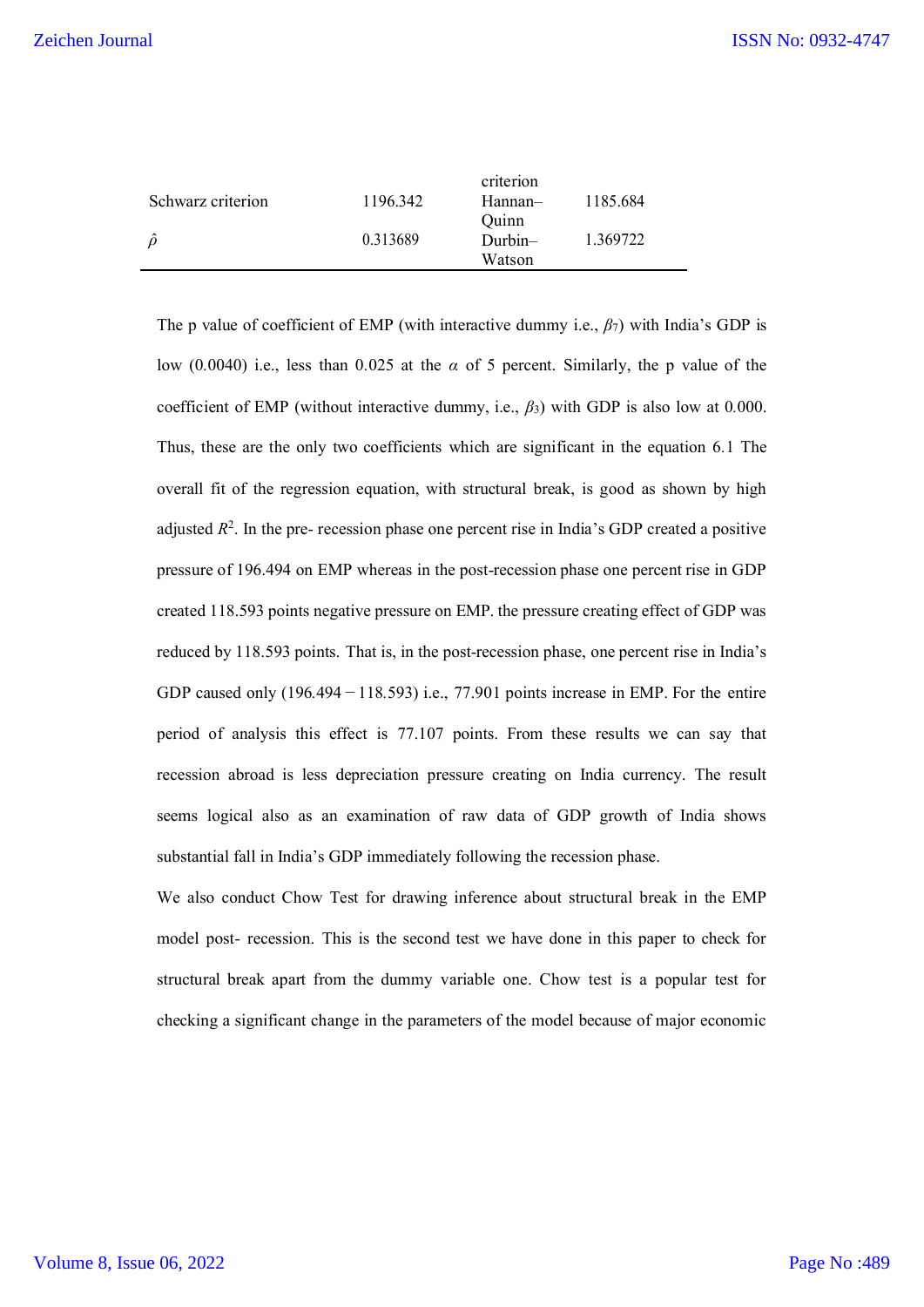| | | | |
|---|---|---|---|
| Schwarz criterion | 1196.342 | Hannan–Quinn criterion | 1185.684 |
| $\hat{\rho}$ | 0.313689 | Durbin–Watson | 1.369722 |

The p value of coefficient of EMP (with interactive dummy i.e., $\beta_7$) with India's GDP is low (0.0040) i.e., less than 0.025 at the $\alpha$ of 5 percent. Similarly, the p value of the coefficient of EMP (without interactive dummy, i.e., $\beta_3$) with GDP is also low at 0.000. Thus, these are the only two coefficients which are significant in the equation 6.1 The overall fit of the regression equation, with structural break, is good as shown by high adjusted $R^2$. In the pre- recession phase one percent rise in India's GDP created a positive pressure of 196.494 on EMP whereas in the post-recession phase one percent rise in GDP created 118.593 points negative pressure on EMP. the pressure creating effect of GDP was reduced by 118.593 points. That is, in the post-recession phase, one percent rise in India's GDP caused only (196.494 − 118.593) i.e., 77.901 points increase in EMP. For the entire period of analysis this effect is 77.107 points. From these results we can say that recession abroad is less depreciation pressure creating on India currency. The result seems logical also as an examination of raw data of GDP growth of India shows substantial fall in India's GDP immediately following the recession phase.

We also conduct Chow Test for drawing inference about structural break in the EMP model post- recession. This is the second test we have done in this paper to check for structural break apart from the dummy variable one. Chow test is a popular test for checking a significant change in the parameters of the model because of major economic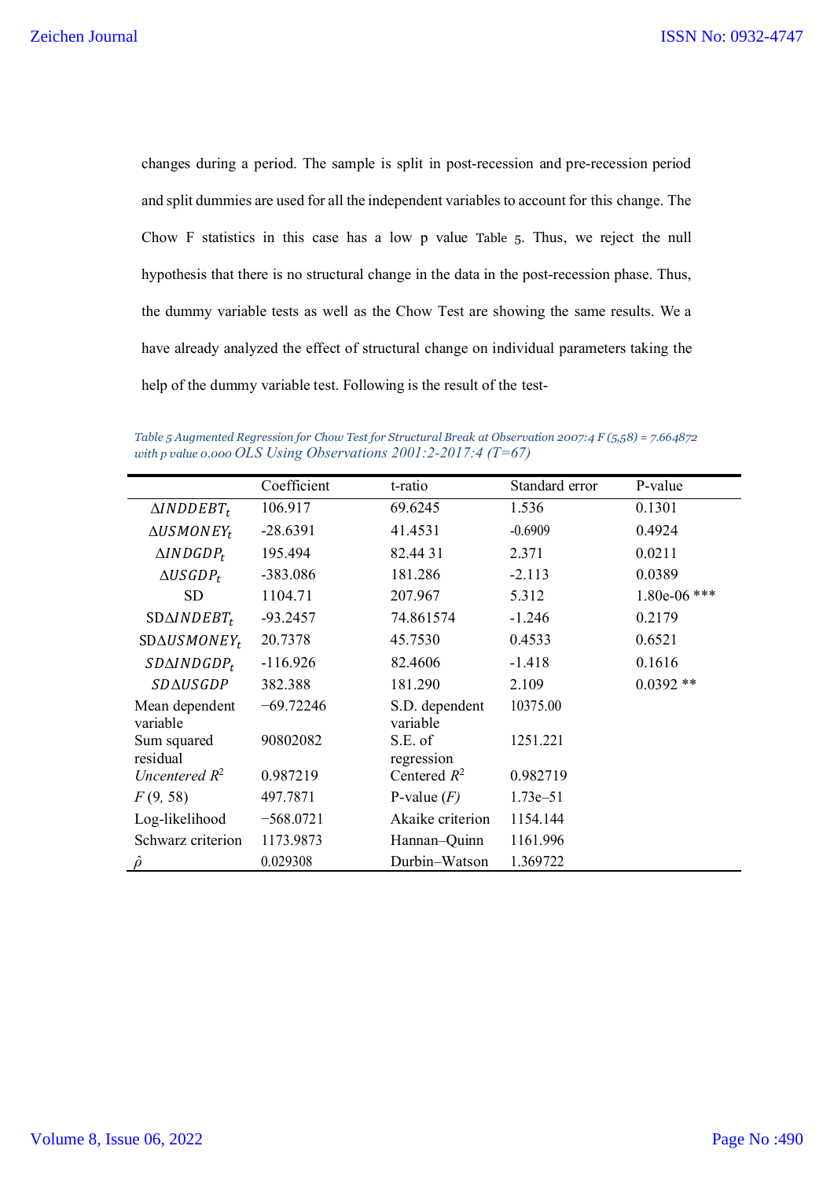changes during a period. The sample is split in post-recession and pre-recession period and split dummies are used for all the independent variables to account for this change. The Chow F statistics in this case has a low p value Table 5. Thus, we reject the null hypothesis that there is no structural change in the data in the post-recession phase. Thus, the dummy variable tests as well as the Chow Test are showing the same results. We a have already analyzed the effect of structural change on individual parameters taking the help of the dummy variable test. Following is the result of the test-

*Table 5 Augmented Regression for Chow Test for Structural Break at Observation 2007:4 F (5,58) = 7.664872 with p value 0.000 OLS Using Observations 2001:2-2017:4 (T=67)*

| | Coefficient | t-ratio | Standard error | P-value |
|---|---|---|---|---|
| $\Delta INDDEBT_t$ | 106.917 | 69.6245 | 1.536 | 0.1301 |
| $\Delta USMONEY_t$ | -28.6391 | 41.4531 | -0.6909 | 0.4924 |
| $\Delta INDGDP_t$ | 195.494 | 82.44 31 | 2.371 | 0.0211 |
| $\Delta USGDP_t$ | -383.086 | 181.286 | -2.113 | 0.0389 |
| SD | 1104.71 | 207.967 | 5.312 | 1.80e-06 *** |
| SD$\Delta INDEBT_t$ | -93.2457 | 74.861574 | -1.246 | 0.2179 |
| SD$\Delta USMONEY_t$ | 20.7378 | 45.7530 | 0.4533 | 0.6521 |
| $SD\Delta INDGDP_t$ | -116.926 | 82.4606 | -1.418 | 0.1616 |
| $SD\Delta USGDP$ | 382.388 | 181.290 | 2.109 | 0.0392 ** |
| Mean dependent variable | −69.72246 | S.D. dependent variable | 10375.00 | |
| Sum squared residual | 90802082 | S.E. of regression | 1251.221 | |
| *Uncentered* $R^2$ | 0.987219 | Centered $R^2$ | 0.982719 | |
| $F$ (9, 58) | 497.7871 | P-value ($F$) | 1.73e–51 | |
| Log-likelihood | −568.0721 | Akaike criterion | 1154.144 | |
| Schwarz criterion | 1173.9873 | Hannan–Quinn | 1161.996 | |
| $\hat{\rho}$ | 0.029308 | Durbin–Watson | 1.369722 | |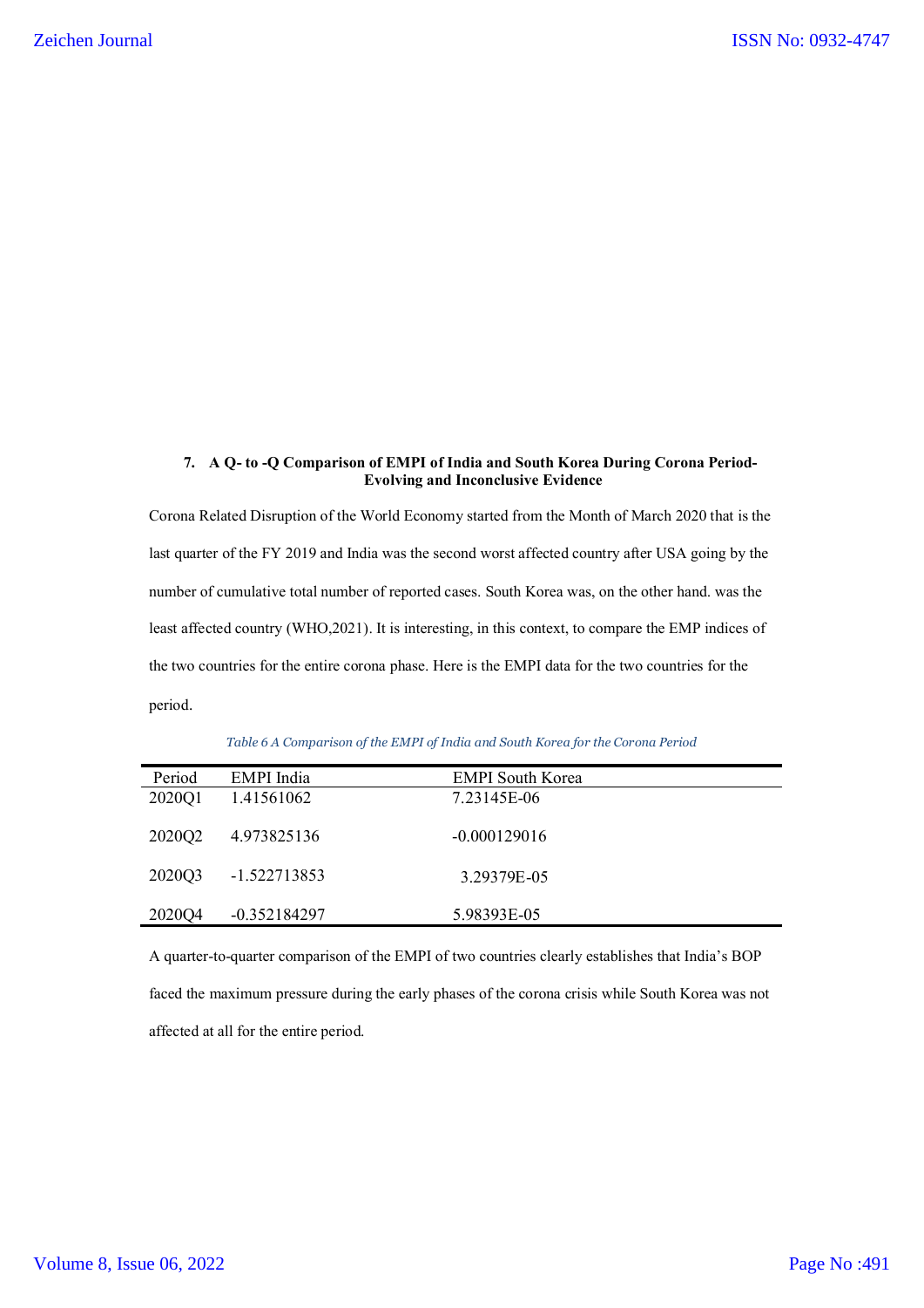### 7. A Q- to -Q Comparison of EMPI of India and South Korea During Corona Period- Evolving and Inconclusive Evidence

Corona Related Disruption of the World Economy started from the Month of March 2020 that is the last quarter of the FY 2019 and India was the second worst affected country after USA going by the number of cumulative total number of reported cases. South Korea was, on the other hand. was the least affected country (WHO,2021). It is interesting, in this context, to compare the EMP indices of the two countries for the entire corona phase. Here is the EMPI data for the two countries for the period.

*Table 6 A Comparison of the EMPI of India and South Korea for the Corona Period*

| Period | EMPI India | EMPI South Korea |
|---|---|---|
| 2020Q1 | 1.41561062 | 7.23145E-06 |
| 2020Q2 | 4.973825136 | -0.000129016 |
| 2020Q3 | -1.522713853 | 3.29379E-05 |
| 2020Q4 | -0.352184297 | 5.98393E-05 |

A quarter-to-quarter comparison of the EMPI of two countries clearly establishes that India's BOP faced the maximum pressure during the early phases of the corona crisis while South Korea was not affected at all for the entire period.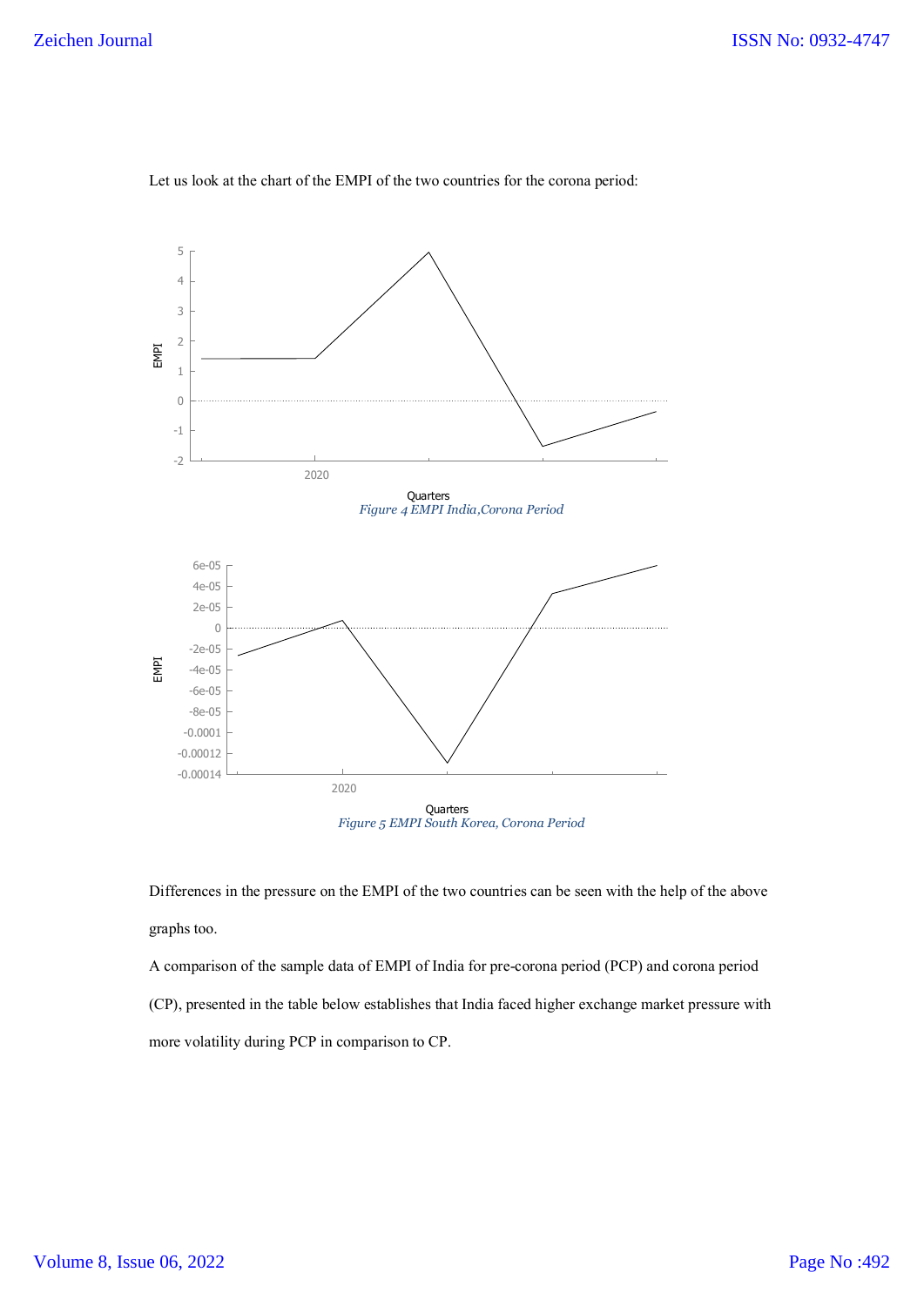Let us look at the chart of the EMPI of the two countries for the corona period:

*Figure 4 EMPI India, Corona Period*

*Figure 5 EMPI South Korea, Corona Period*

Differences in the pressure on the EMPI of the two countries can be seen with the help of the above graphs too.

A comparison of the sample data of EMPI of India for pre-corona period (PCP) and corona period (CP), presented in the table below establishes that India faced higher exchange market pressure with more volatility during PCP in comparison to CP.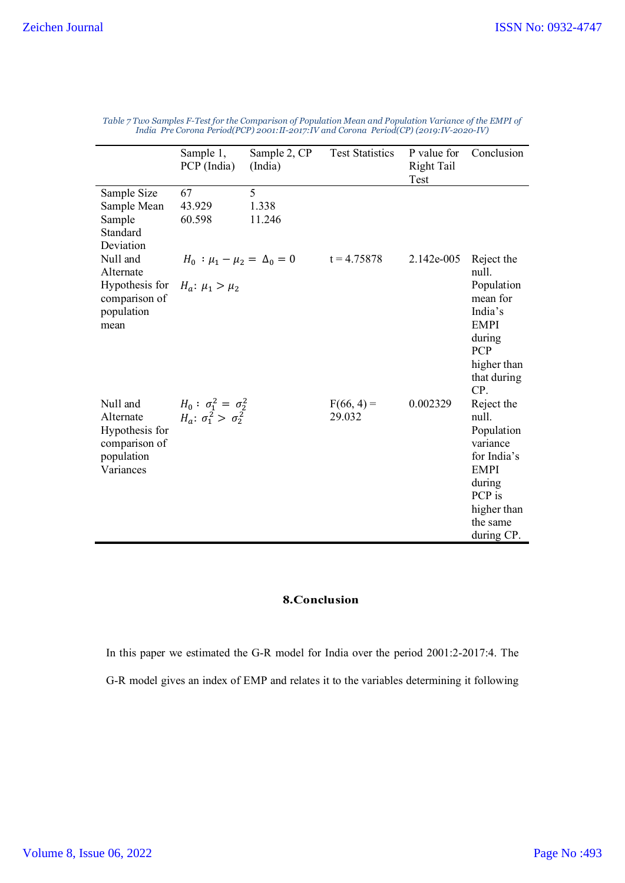*Table 7 Two Samples F-Test for the Comparison of Population Mean and Population Variance of the EMPI of India Pre Corona Period(PCP) 2001:II-2017:IV and Corona Period(CP) (2019:IV-2020-IV)*

| | Sample 1, PCP (India) | Sample 2, CP (India) | Test Statistics | P value for Right Tail Test | Conclusion |
|---|---|---|---|---|---|
| Sample Size | 67 | 5 | | | |
| Sample Mean | 43.929 | 1.338 | | | |
| Sample Standard Deviation | 60.598 | 11.246 | | | |
| Null and Alternate Hypothesis for comparison of population mean | $H_0 : \mu_1 - \mu_2 = \Delta_0 = 0$<br>$H_a: \mu_1 > \mu_2$ | | t = 4.75878 | 2.142e-005 | Reject the null. Population mean for India's EMPI during PCP higher than that during CP. |
| Null and Alternate Hypothesis for comparison of population Variances | $H_0 : \sigma_1^2 = \sigma_2^2$<br>$H_a: \sigma_1^2 > \sigma_2^2$ | | F(66, 4) = 29.032 | 0.002329 | Reject the null. Population variance for India's EMPI during PCP is higher than the same during CP. |

## 8.Conclusion

In this paper we estimated the G-R model for India over the period 2001:2-2017:4. The G-R model gives an index of EMP and relates it to the variables determining it following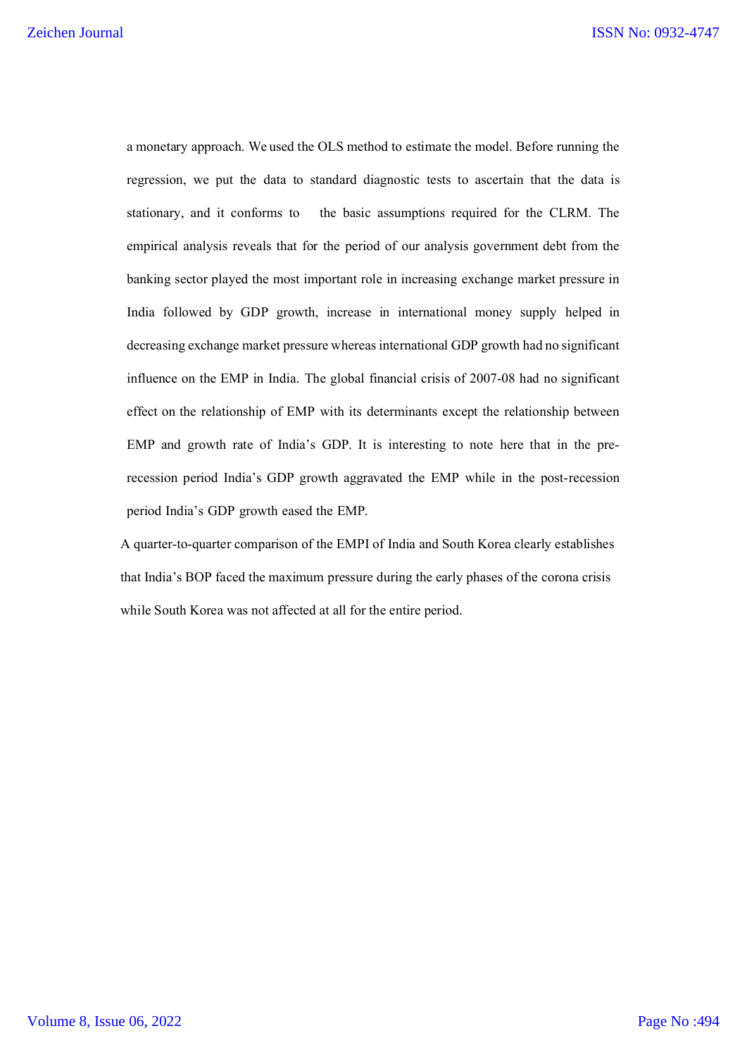a monetary approach. We used the OLS method to estimate the model. Before running the regression, we put the data to standard diagnostic tests to ascertain that the data is stationary, and it conforms to the basic assumptions required for the CLRM. The empirical analysis reveals that for the period of our analysis government debt from the banking sector played the most important role in increasing exchange market pressure in India followed by GDP growth, increase in international money supply helped in decreasing exchange market pressure whereas international GDP growth had no significant influence on the EMP in India. The global financial crisis of 2007-08 had no significant effect on the relationship of EMP with its determinants except the relationship between EMP and growth rate of India's GDP. It is interesting to note here that in the pre-recession period India's GDP growth aggravated the EMP while in the post-recession period India's GDP growth eased the EMP.

A quarter-to-quarter comparison of the EMPI of India and South Korea clearly establishes that India's BOP faced the maximum pressure during the early phases of the corona crisis while South Korea was not affected at all for the entire period.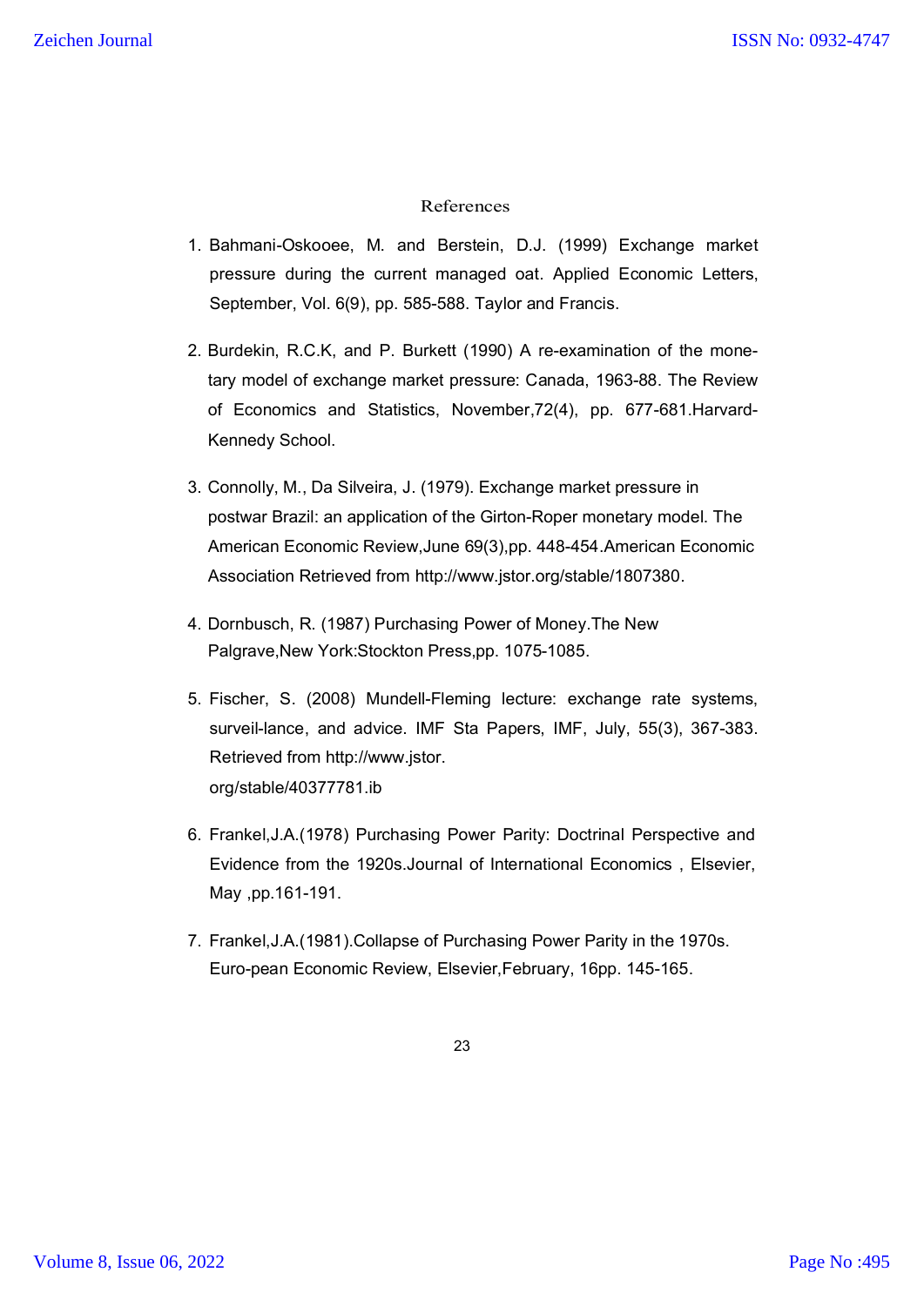## References

1. Bahmani-Oskooee, M. and Berstein, D.J. (1999) Exchange market pressure during the current managed oat. Applied Economic Letters, September, Vol. 6(9), pp. 585-588. Taylor and Francis.

2. Burdekin, R.C.K, and P. Burkett (1990) A re-examination of the mone-tary model of exchange market pressure: Canada, 1963-88. The Review of Economics and Statistics, November,72(4), pp. 677-681.Harvard-Kennedy School.

3. Connolly, M., Da Silveira, J. (1979). Exchange market pressure in postwar Brazil: an application of the Girton-Roper monetary model. The American Economic Review,June 69(3),pp. 448-454.American Economic Association Retrieved from http://www.jstor.org/stable/1807380.

4. Dornbusch, R. (1987) Purchasing Power of Money.The New Palgrave,New York:Stockton Press,pp. 1075-1085.

5. Fischer, S. (2008) Mundell-Fleming lecture: exchange rate systems, surveil-lance, and advice. IMF Sta Papers, IMF, July, 55(3), 367-383. Retrieved from http://www.jstor.
org/stable/40377781.ib

6. Frankel,J.A.(1978) Purchasing Power Parity: Doctrinal Perspective and Evidence from the 1920s.Journal of International Economics , Elsevier, May ,pp.161-191.

7. Frankel,J.A.(1981).Collapse of Purchasing Power Parity in the 1970s. Euro-pean Economic Review, Elsevier,February, 16pp. 145-165.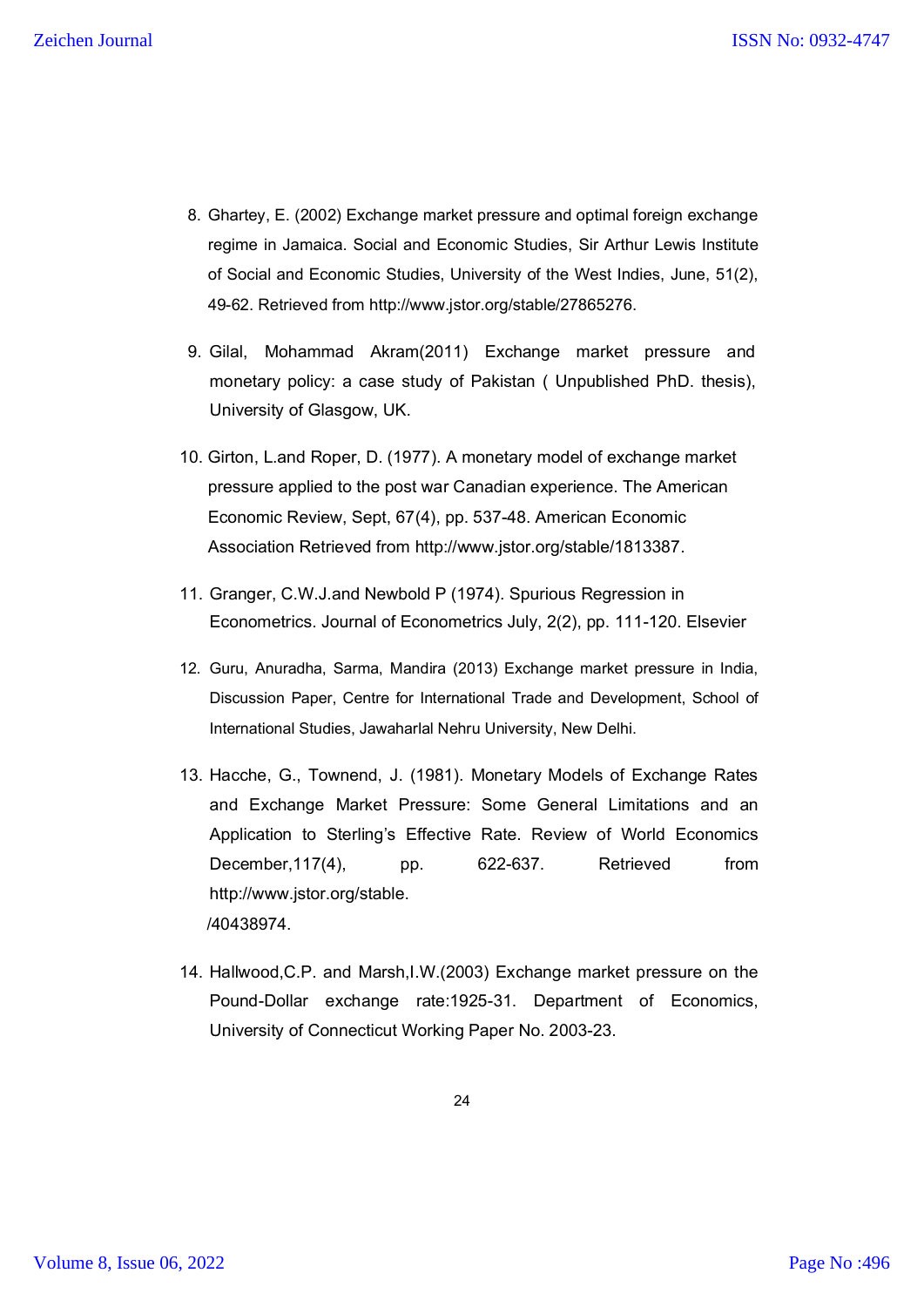8. Ghartey, E. (2002) Exchange market pressure and optimal foreign exchange regime in Jamaica. Social and Economic Studies, Sir Arthur Lewis Institute of Social and Economic Studies, University of the West Indies, June, 51(2), 49-62. Retrieved from http://www.jstor.org/stable/27865276.

9. Gilal, Mohammad Akram(2011) Exchange market pressure and monetary policy: a case study of Pakistan ( Unpublished PhD. thesis), University of Glasgow, UK.

10. Girton, L.and Roper, D. (1977). A monetary model of exchange market pressure applied to the post war Canadian experience. The American Economic Review, Sept, 67(4), pp. 537-48. American Economic Association Retrieved from http://www.jstor.org/stable/1813387.

11. Granger, C.W.J.and Newbold P (1974). Spurious Regression in Econometrics. Journal of Econometrics July, 2(2), pp. 111-120. Elsevier

12. Guru, Anuradha, Sarma, Mandira (2013) Exchange market pressure in India, Discussion Paper, Centre for International Trade and Development, School of International Studies, Jawaharlal Nehru University, New Delhi.

13. Hacche, G., Townend, J. (1981). Monetary Models of Exchange Rates and Exchange Market Pressure: Some General Limitations and an Application to Sterling's Effective Rate. Review of World Economics December,117(4), pp. 622-637. Retrieved from http://www.jstor.org/stable. /40438974.

14. Hallwood,C.P. and Marsh,I.W.(2003) Exchange market pressure on the Pound-Dollar exchange rate:1925-31. Department of Economics, University of Connecticut Working Paper No. 2003-23.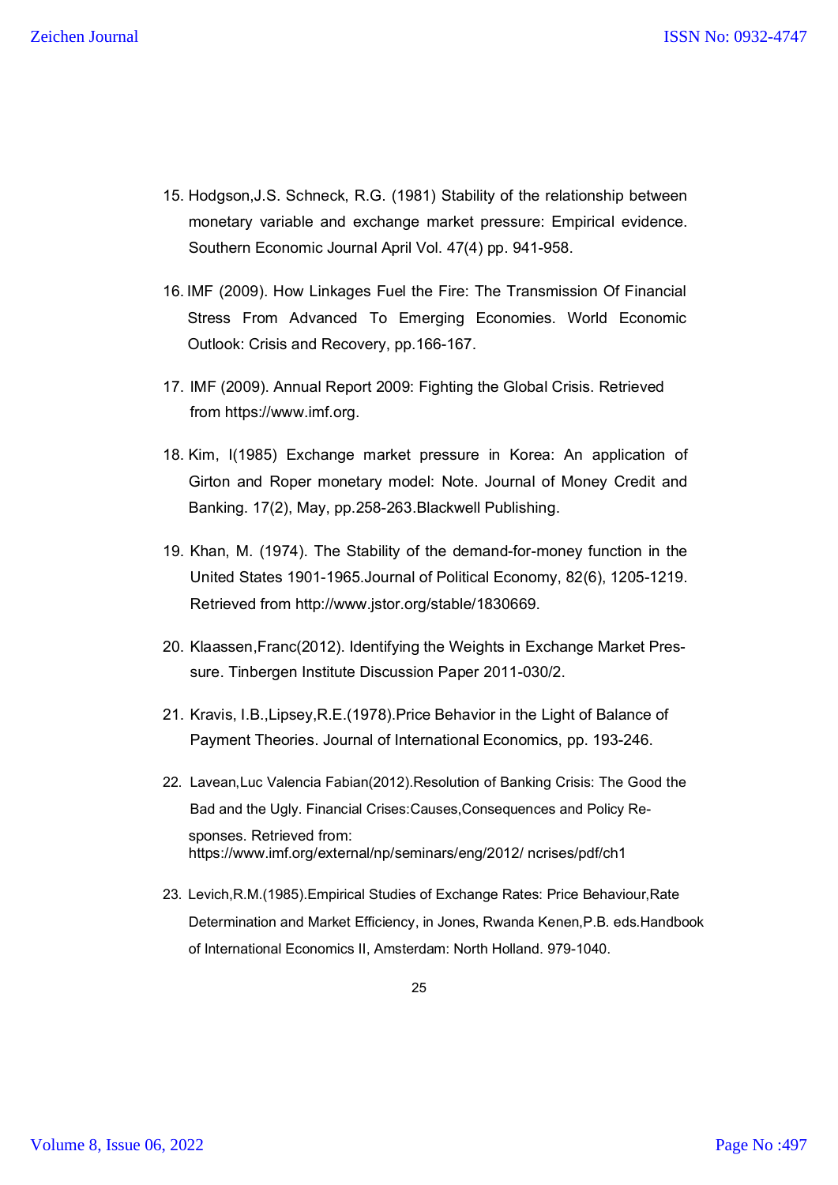15. Hodgson,J.S. Schneck, R.G. (1981) Stability of the relationship between monetary variable and exchange market pressure: Empirical evidence. Southern Economic Journal April Vol. 47(4) pp. 941-958.

16. IMF (2009). How Linkages Fuel the Fire: The Transmission Of Financial Stress From Advanced To Emerging Economies. World Economic Outlook: Crisis and Recovery, pp.166-167.

17. IMF (2009). Annual Report 2009: Fighting the Global Crisis. Retrieved from https://www.imf.org.

18. Kim, I(1985) Exchange market pressure in Korea: An application of Girton and Roper monetary model: Note. Journal of Money Credit and Banking. 17(2), May, pp.258-263.Blackwell Publishing.

19. Khan, M. (1974). The Stability of the demand-for-money function in the United States 1901-1965.Journal of Political Economy, 82(6), 1205-1219. Retrieved from http://www.jstor.org/stable/1830669.

20. Klaassen,Franc(2012). Identifying the Weights in Exchange Market Pressure. Tinbergen Institute Discussion Paper 2011-030/2.

21. Kravis, I.B.,Lipsey,R.E.(1978).Price Behavior in the Light of Balance of Payment Theories. Journal of International Economics, pp. 193-246.

22. Lavean,Luc Valencia Fabian(2012).Resolution of Banking Crisis: The Good the Bad and the Ugly. Financial Crises:Causes,Consequences and Policy Responses. Retrieved from: https://www.imf.org/external/np/seminars/eng/2012/ ncrises/pdf/ch1

23. Levich,R.M.(1985).Empirical Studies of Exchange Rates: Price Behaviour,Rate Determination and Market Efficiency, in Jones, Rwanda Kenen,P.B. eds.Handbook of International Economics II, Amsterdam: North Holland. 979-1040.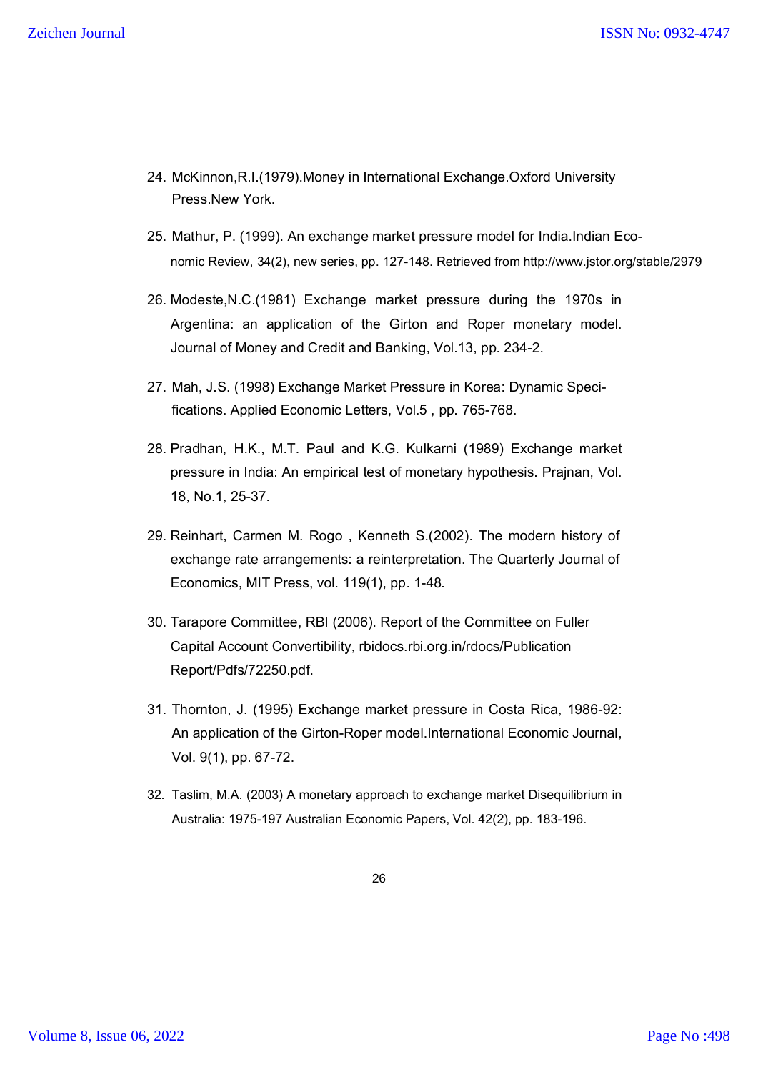24. McKinnon,R.I.(1979).Money in International Exchange.Oxford University Press.New York.

25. Mathur, P. (1999). An exchange market pressure model for India.Indian Economic Review, 34(2), new series, pp. 127-148. Retrieved from http://www.jstor.org/stable/2979

26. Modeste,N.C.(1981) Exchange market pressure during the 1970s in Argentina: an application of the Girton and Roper monetary model. Journal of Money and Credit and Banking, Vol.13, pp. 234-2.

27. Mah, J.S. (1998) Exchange Market Pressure in Korea: Dynamic Specifications. Applied Economic Letters, Vol.5 , pp. 765-768.

28. Pradhan, H.K., M.T. Paul and K.G. Kulkarni (1989) Exchange market pressure in India: An empirical test of monetary hypothesis. Prajnan, Vol. 18, No.1, 25-37.

29. Reinhart, Carmen M. Rogo , Kenneth S.(2002). The modern history of exchange rate arrangements: a reinterpretation. The Quarterly Journal of Economics, MIT Press, vol. 119(1), pp. 1-48.

30. Tarapore Committee, RBI (2006). Report of the Committee on Fuller Capital Account Convertibility, rbidocs.rbi.org.in/rdocs/Publication Report/Pdfs/72250.pdf.

31. Thornton, J. (1995) Exchange market pressure in Costa Rica, 1986-92: An application of the Girton-Roper model.International Economic Journal, Vol. 9(1), pp. 67-72.

32. Taslim, M.A. (2003) A monetary approach to exchange market Disequilibrium in Australia: 1975-197 Australian Economic Papers, Vol. 42(2), pp. 183-196.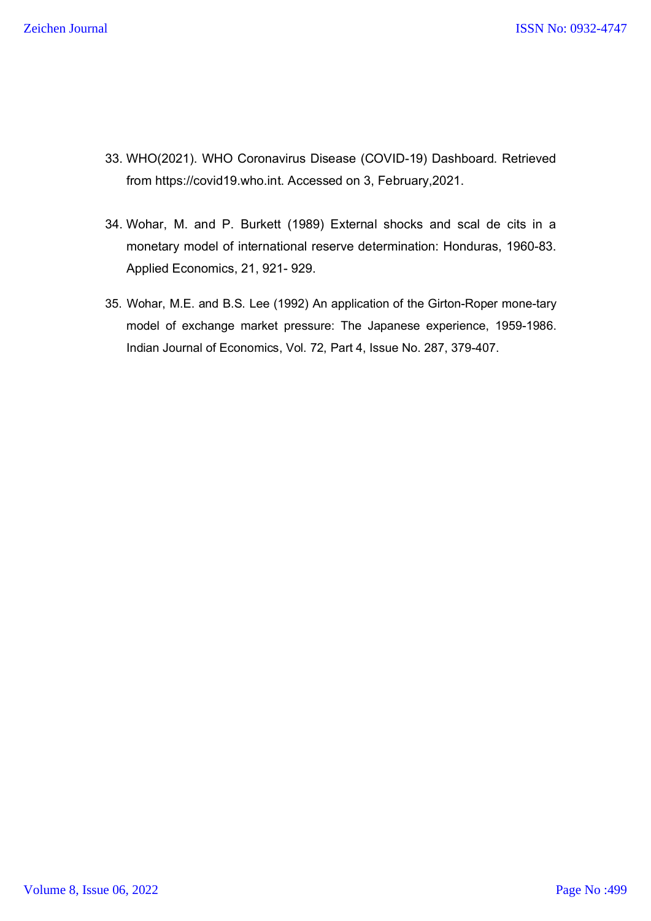33. WHO(2021). WHO Coronavirus Disease (COVID-19) Dashboard. Retrieved from https://covid19.who.int. Accessed on 3, February,2021.

34. Wohar, M. and P. Burkett (1989) External shocks and scal de cits in a monetary model of international reserve determination: Honduras, 1960-83. Applied Economics, 21, 921- 929.

35. Wohar, M.E. and B.S. Lee (1992) An application of the Girton-Roper mone-tary model of exchange market pressure: The Japanese experience, 1959-1986. Indian Journal of Economics, Vol. 72, Part 4, Issue No. 287, 379-407.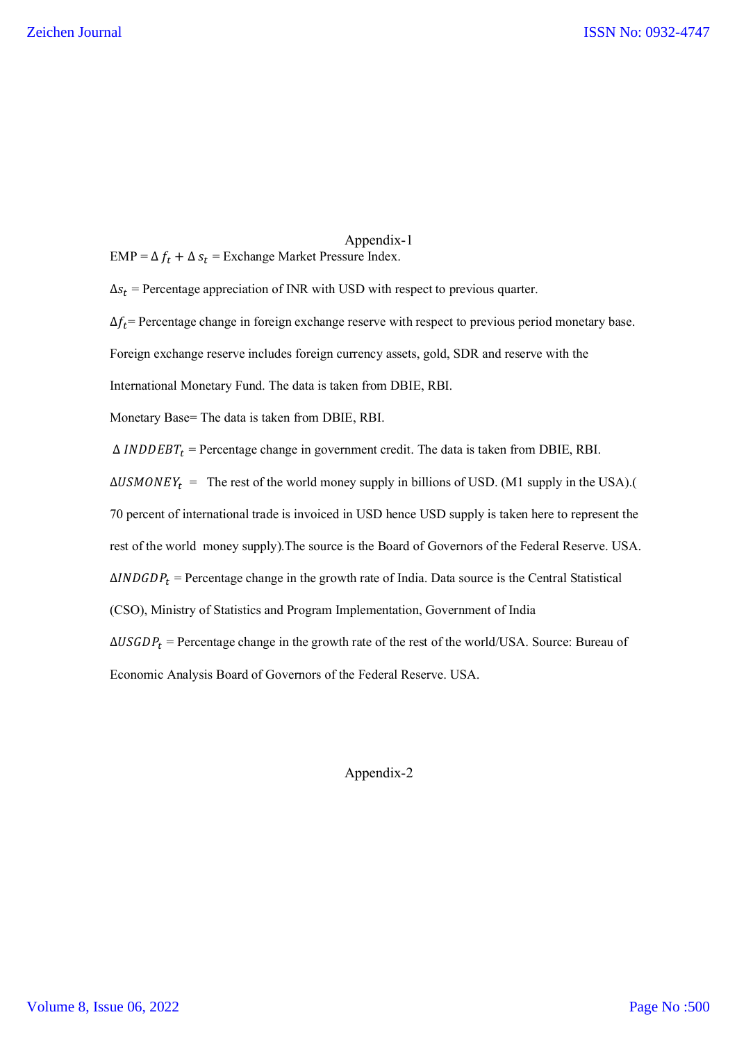## Appendix-1

EMP = $\Delta f_t + \Delta s_t$ = Exchange Market Pressure Index.

$\Delta s_t$ = Percentage appreciation of INR with USD with respect to previous quarter.

$\Delta f_t$= Percentage change in foreign exchange reserve with respect to previous period monetary base. Foreign exchange reserve includes foreign currency assets, gold, SDR and reserve with the International Monetary Fund. The data is taken from DBIE, RBI.

Monetary Base= The data is taken from DBIE, RBI.

$\Delta\, INDDEBT_t$ = Percentage change in government credit. The data is taken from DBIE, RBI.

$\Delta USMONEY_t$ = The rest of the world money supply in billions of USD. (M1 supply in the USA).( 70 percent of international trade is invoiced in USD hence USD supply is taken here to represent the rest of the world money supply).The source is the Board of Governors of the Federal Reserve. USA.

$\Delta INDGDP_t$ = Percentage change in the growth rate of India. Data source is the Central Statistical (CSO), Ministry of Statistics and Program Implementation, Government of India

$\Delta USGDP_t$ = Percentage change in the growth rate of the rest of the world/USA. Source: Bureau of Economic Analysis Board of Governors of the Federal Reserve. USA.

## Appendix-2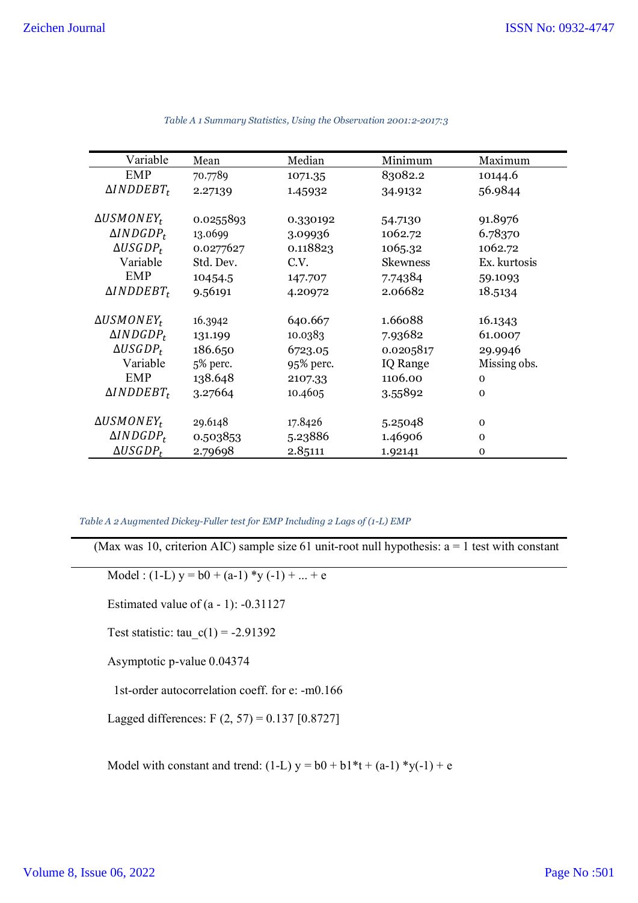*Table A 1 Summary Statistics, Using the Observation 2001:2-2017:3*

| Variable | Mean | Median | Minimum | Maximum |
|---|---|---|---|---|
| EMP | 70.7789 | 1071.35 | 83082.2 | 10144.6 |
| $\Delta INDDEBT_t$ | 2.27139 | 1.45932 | 34.9132 | 56.9844 |
| $\Delta USMONEY_t$ | 0.0255893 | 0.330192 | 54.7130 | 91.8976 |
| $\Delta INDGDP_t$ | 13.0699 | 3.09936 | 1062.72 | 6.78370 |
| $\Delta USGDP_t$ | 0.0277627 | 0.118823 | 1065.32 | 1062.72 |
| Variable | Std. Dev. | C.V. | Skewness | Ex. kurtosis |
| EMP | 10454.5 | 147.707 | 7.74384 | 59.1093 |
| $\Delta INDDEBT_t$ | 9.56191 | 4.20972 | 2.06682 | 18.5134 |
| $\Delta USMONEY_t$ | 16.3942 | 640.667 | 1.66088 | 16.1343 |
| $\Delta INDGDP_t$ | 131.199 | 10.0383 | 7.93682 | 61.0007 |
| $\Delta USGDP_t$ | 186.650 | 6723.05 | 0.0205817 | 29.9946 |
| Variable | 5% perc. | 95% perc. | IQ Range | Missing obs. |
| EMP | 138.648 | 2107.33 | 1106.00 | 0 |
| $\Delta INDDEBT_t$ | 3.27664 | 10.4605 | 3.55892 | 0 |
| $\Delta USMONEY_t$ | 29.6148 | 17.8426 | 5.25048 | 0 |
| $\Delta INDGDP_t$ | 0.503853 | 5.23886 | 1.46906 | 0 |
| $\Delta USGDP_t$ | 2.79698 | 2.85111 | 1.92141 | 0 |

*Table A 2 Augmented Dickey-Fuller test for EMP Including 2 Lags of (1-L) EMP*

(Max was 10, criterion AIC) sample size 61 unit-root null hypothesis: a = 1 test with constant

Model : (1-L) y = b0 + (a-1) *y (-1) + ... + e

Estimated value of (a - 1): -0.31127

Test statistic: tau_c(1) = -2.91392

Asymptotic p-value 0.04374

1st-order autocorrelation coeff. for e: -m0.166

Lagged differences: F (2, 57) = 0.137 [0.8727]

Model with constant and trend: (1-L) y = b0 + b1*t + (a-1) *y(-1) + e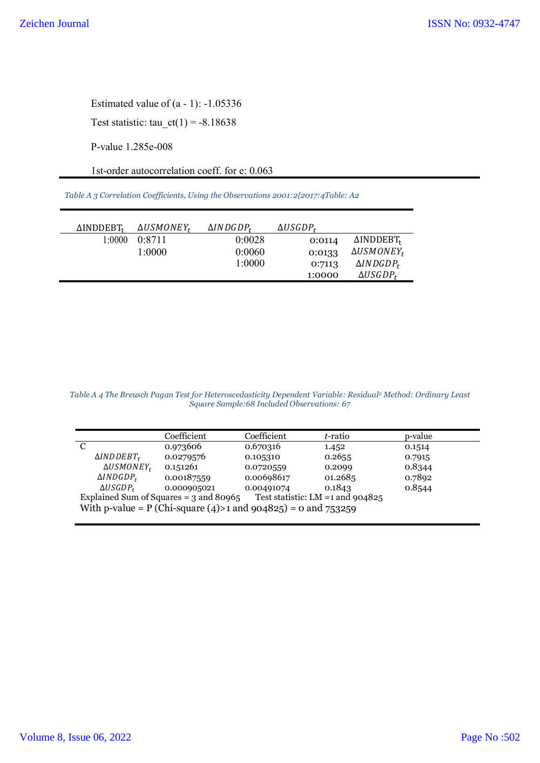Estimated value of (a - 1): -1.05336

Test statistic: tau_ct(1) = -8.18638

P-value 1.285e-008

1st-order autocorrelation coeff. for e: 0.063

*Table A 3 Correlation Coefficients, Using the Observations 2001:2{2017:4Table: A2*

| $\Delta INDDEBT_t$ | $\Delta USMONEY_t$ | $\Delta INDGDP_t$ | $\Delta USGDP_t$ | |
|---|---|---|---|---|
| 1:0000 | 0:8711 | 0:0028 | 0:0114 | $\Delta INDDEBT_t$ |
| | 1:0000 | 0:0060 | 0:0133 | $\Delta USMONEY_t$ |
| | | 1:0000 | 0:7113 | $\Delta INDGDP_t$ |
| | | | 1:0000 | $\Delta USGDP_t$ |

*Table A 4 The Breusch Pagan Test for Heteroscedasticity Dependent Variable: Residual² Method: Ordinary Least Square Sample:68 Included Observations: 67*

| | Coefficient | Coefficient | *t*-ratio | p-value |
|---|---|---|---|---|
| C | 0.973606 | 0.670316 | 1.452 | 0.1514 |
| $\Delta INDDEBT_t$ | 0.0279576 | 0.105310 | 0.2655 | 0.7915 |
| $\Delta USMONEY_t$ | 0.151261 | 0.0720559 | 0.2099 | 0.8344 |
| $\Delta INDGDP_t$ | 0.00187559 | 0.00698617 | 01.2685 | 0.7892 |
| $\Delta USGDP_t$ | 0.000905021 | 0.00491074 | 0.1843 | 0.8544 |

Explained Sum of Squares = 3 and 80965 Test statistic: LM =1 and 904825

With p-value = P (Chi-square (4)>1 and 904825) = 0 and 753259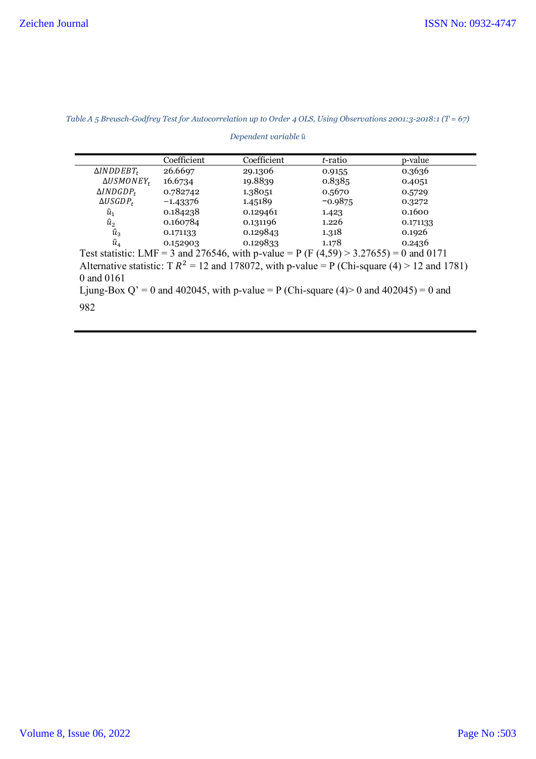*Table A 5 Breusch-Godfrey Test for Autocorrelation up to Order 4 OLS, Using Observations 2001:3-2018:1 (T = 67)*

*Dependent variable û*

| | Coefficient | Coefficient | *t*-ratio | p-value |
|---|---|---|---|---|
| $\Delta INDDEBT_t$ | 26.6697 | 29.1306 | 0.9155 | 0.3636 |
| $\Delta USMONEY_t$ | 16.6734 | 19.8839 | 0.8385 | 0.4051 |
| $\Delta INDGDP_t$ | 0.782742 | 1.38051 | 0.5670 | 0.5729 |
| $\Delta USGDP_t$ | −1.43376 | 1.45189 | −0.9875 | 0.3272 |
| $\hat{u}_1$ | 0.184238 | 0.129461 | 1.423 | 0.1600 |
| $\hat{u}_2$ | 0.160784 | 0.131196 | 1.226 | 0.171133 |
| $\hat{u}_3$ | 0.171133 | 0.129843 | 1.318 | 0.1926 |
| $\hat{u}_4$ | 0.152903 | 0.129833 | 1.178 | 0.2436 |

Test statistic: LMF = 3 and 276546, with p-value = P (F (4,59) > 3.27655) = 0 and 0171

Alternative statistic: T $R^2$ = 12 and 178072, with p-value = P (Chi-square (4) > 12 and 1781) 0 and 0161

Ljung-Box Q' = 0 and 402045, with p-value = P (Chi-square (4)> 0 and 402045) = 0 and 982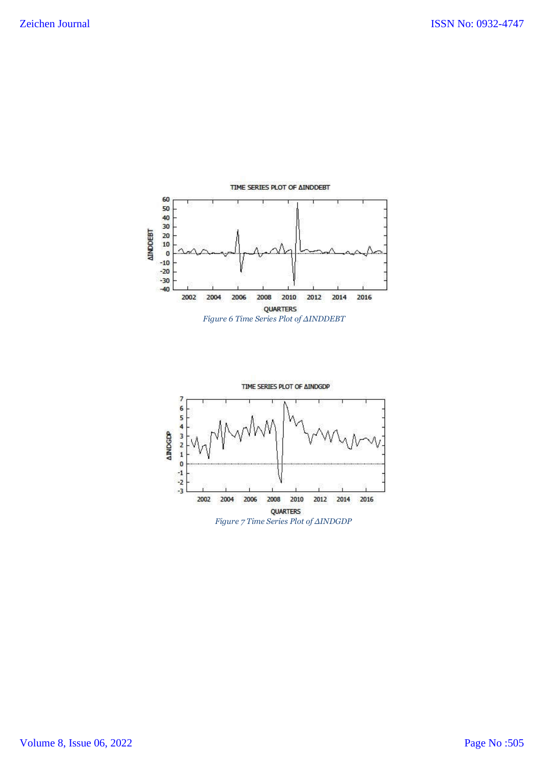Figure 6 Time Series Plot of ΔINDDEBT

Figure 7 Time Series Plot of ΔINDGDP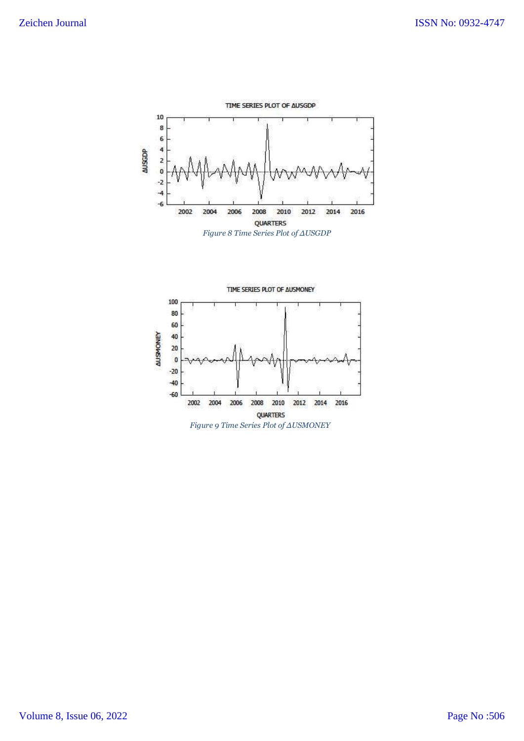TIME SERIES PLOT OF ΔUSGDP

ΔUSGDP

10
8
6
4
2
0
-2
-4
-6

2002 2004 2006 2008 2010 2012 2014 2016

QUARTERS

*Figure 8 Time Series Plot of ΔUSGDP*

TIME SERIES PLOT OF ΔUSMONEY

ΔUSMONEY

100
80
60
40
20
0
-20
-40
-60

2002 2004 2006 2008 2010 2012 2014 2016

QUARTERS

*Figure 9 Time Series Plot of ΔUSMONEY*